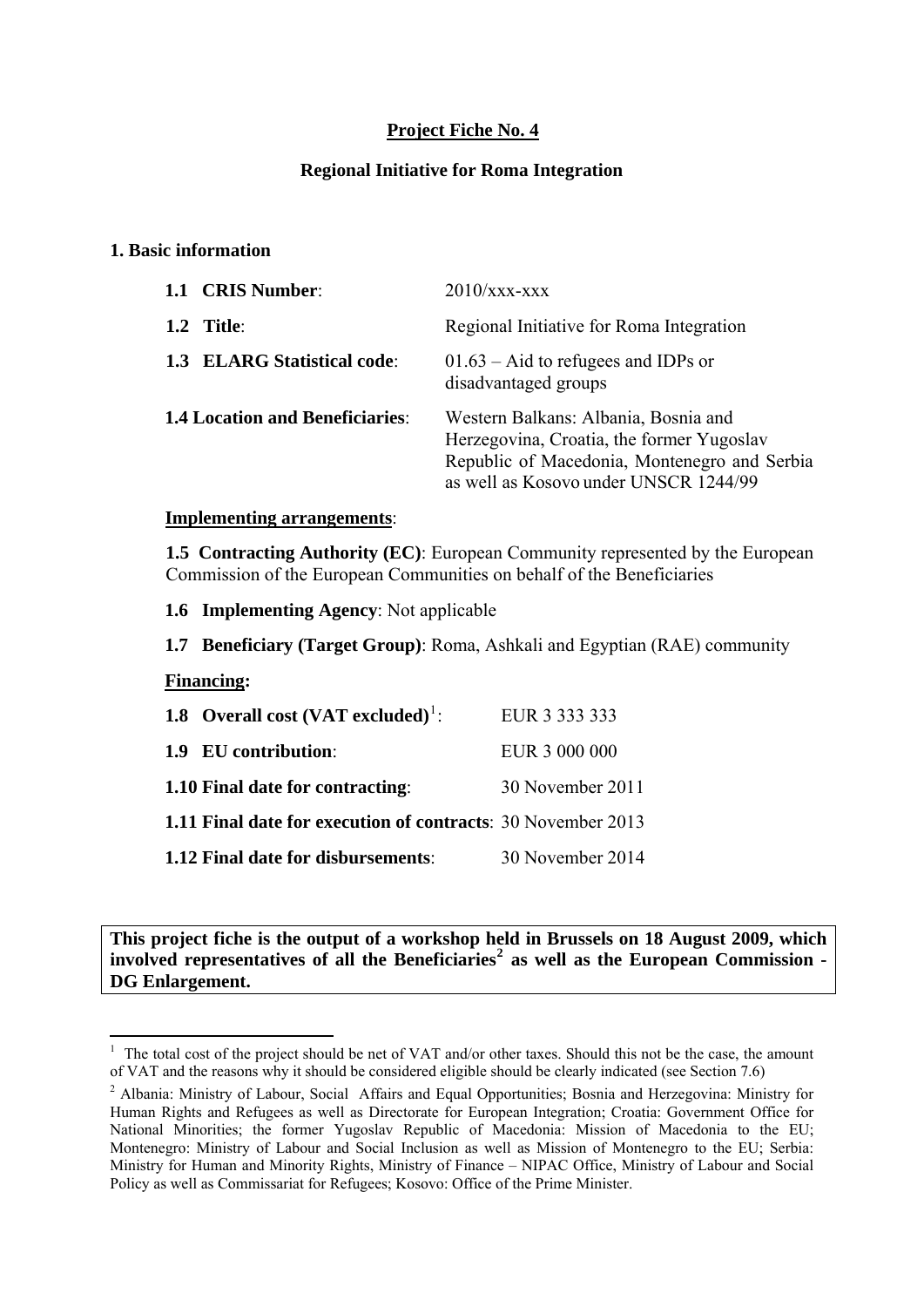# Project Fiche No. 4

## Regional Initiative for Roma Integration

### 1. Basic information

| | |
|---|---|
| **1.1 CRIS Number**: | 2010/xxx-xxx |
| **1.2 Title**: | Regional Initiative for Roma Integration |
| **1.3 ELARG Statistical code**: | 01.63 – Aid to refugees and IDPs or disadvantaged groups |
| **1.4 Location and Beneficiaries**: | Western Balkans: Albania, Bosnia and Herzegovina, Croatia, the former Yugoslav Republic of Macedonia, Montenegro and Serbia as well as Kosovo under UNSCR 1244/99 |

**Implementing arrangements**:

**1.5 Contracting Authority (EC)**: European Community represented by the European Commission of the European Communities on behalf of the Beneficiaries

**1.6 Implementing Agency**: Not applicable

**1.7 Beneficiary (Target Group)**: Roma, Ashkali and Egyptian (RAE) community

**Financing:**

| | |
|---|---|
| **1.8 Overall cost (VAT excluded)**[1]: | EUR 3 333 333 |
| **1.9 EU contribution**: | EUR 3 000 000 |
| **1.10 Final date for contracting**: | 30 November 2011 |
| **1.11 Final date for execution of contracts**: | 30 November 2013 |
| **1.12 Final date for disbursements**: | 30 November 2014 |

**This project fiche is the output of a workshop held in Brussels on 18 August 2009, which involved representatives of all the Beneficiaries[2] as well as the European Commission - DG Enlargement.**

[1] The total cost of the project should be net of VAT and/or other taxes. Should this not be the case, the amount of VAT and the reasons why it should be considered eligible should be clearly indicated (see Section 7.6)

[2] Albania: Ministry of Labour, Social Affairs and Equal Opportunities; Bosnia and Herzegovina: Ministry for Human Rights and Refugees as well as Directorate for European Integration; Croatia: Government Office for National Minorities; the former Yugoslav Republic of Macedonia: Mission of Macedonia to the EU; Montenegro: Ministry of Labour and Social Inclusion as well as Mission of Montenegro to the EU; Serbia: Ministry for Human and Minority Rights, Ministry of Finance – NIPAC Office, Ministry of Labour and Social Policy as well as Commissariat for Refugees; Kosovo: Office of the Prime Minister.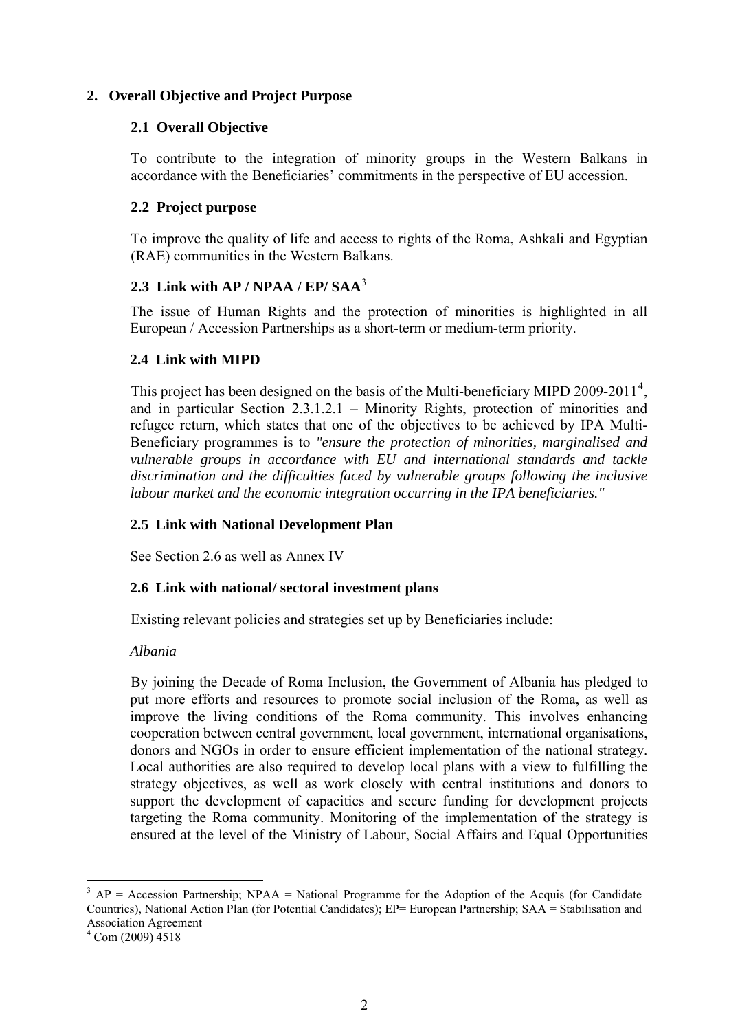## 2. Overall Objective and Project Purpose

### 2.1 Overall Objective

To contribute to the integration of minority groups in the Western Balkans in accordance with the Beneficiaries' commitments in the perspective of EU accession.

### 2.2 Project purpose

To improve the quality of life and access to rights of the Roma, Ashkali and Egyptian (RAE) communities in the Western Balkans.

### 2.3 Link with AP / NPAA / EP/ SAA[3]

The issue of Human Rights and the protection of minorities is highlighted in all European / Accession Partnerships as a short-term or medium-term priority.

### 2.4 Link with MIPD

This project has been designed on the basis of the Multi-beneficiary MIPD 2009-2011[4], and in particular Section 2.3.1.2.1 – Minority Rights, protection of minorities and refugee return, which states that one of the objectives to be achieved by IPA Multi-Beneficiary programmes is to *"ensure the protection of minorities, marginalised and vulnerable groups in accordance with EU and international standards and tackle discrimination and the difficulties faced by vulnerable groups following the inclusive labour market and the economic integration occurring in the IPA beneficiaries."*

### 2.5 Link with National Development Plan

See Section 2.6 as well as Annex IV

### 2.6 Link with national/ sectoral investment plans

Existing relevant policies and strategies set up by Beneficiaries include:

*Albania*

By joining the Decade of Roma Inclusion, the Government of Albania has pledged to put more efforts and resources to promote social inclusion of the Roma, as well as improve the living conditions of the Roma community. This involves enhancing cooperation between central government, local government, international organisations, donors and NGOs in order to ensure efficient implementation of the national strategy. Local authorities are also required to develop local plans with a view to fulfilling the strategy objectives, as well as work closely with central institutions and donors to support the development of capacities and secure funding for development projects targeting the Roma community. Monitoring of the implementation of the strategy is ensured at the level of the Ministry of Labour, Social Affairs and Equal Opportunities

---

[3] AP = Accession Partnership; NPAA = National Programme for the Adoption of the Acquis (for Candidate Countries), National Action Plan (for Potential Candidates); EP= European Partnership; SAA = Stabilisation and Association Agreement

[4] Com (2009) 4518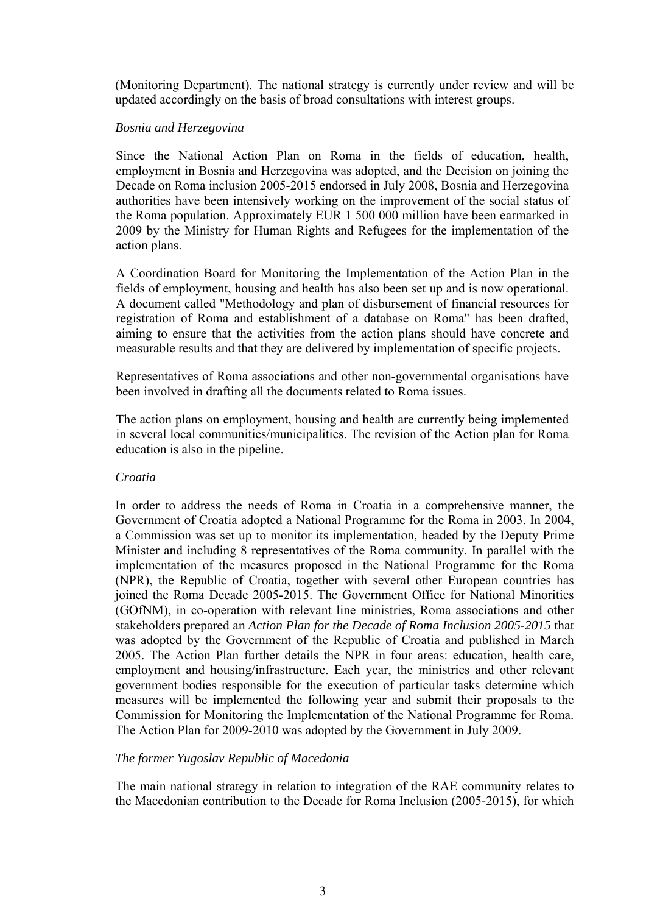(Monitoring Department). The national strategy is currently under review and will be updated accordingly on the basis of broad consultations with interest groups.

*Bosnia and Herzegovina*

Since the National Action Plan on Roma in the fields of education, health, employment in Bosnia and Herzegovina was adopted, and the Decision on joining the Decade on Roma inclusion 2005-2015 endorsed in July 2008, Bosnia and Herzegovina authorities have been intensively working on the improvement of the social status of the Roma population. Approximately EUR 1 500 000 million have been earmarked in 2009 by the Ministry for Human Rights and Refugees for the implementation of the action plans.

A Coordination Board for Monitoring the Implementation of the Action Plan in the fields of employment, housing and health has also been set up and is now operational. A document called "Methodology and plan of disbursement of financial resources for registration of Roma and establishment of a database on Roma" has been drafted, aiming to ensure that the activities from the action plans should have concrete and measurable results and that they are delivered by implementation of specific projects.

Representatives of Roma associations and other non-governmental organisations have been involved in drafting all the documents related to Roma issues.

The action plans on employment, housing and health are currently being implemented in several local communities/municipalities. The revision of the Action plan for Roma education is also in the pipeline.

*Croatia*

In order to address the needs of Roma in Croatia in a comprehensive manner, the Government of Croatia adopted a National Programme for the Roma in 2003. In 2004, a Commission was set up to monitor its implementation, headed by the Deputy Prime Minister and including 8 representatives of the Roma community. In parallel with the implementation of the measures proposed in the National Programme for the Roma (NPR), the Republic of Croatia, together with several other European countries has joined the Roma Decade 2005-2015. The Government Office for National Minorities (GOfNM), in co-operation with relevant line ministries, Roma associations and other stakeholders prepared an *Action Plan for the Decade of Roma Inclusion 2005-2015* that was adopted by the Government of the Republic of Croatia and published in March 2005. The Action Plan further details the NPR in four areas: education, health care, employment and housing/infrastructure. Each year, the ministries and other relevant government bodies responsible for the execution of particular tasks determine which measures will be implemented the following year and submit their proposals to the Commission for Monitoring the Implementation of the National Programme for Roma. The Action Plan for 2009-2010 was adopted by the Government in July 2009.

*The former Yugoslav Republic of Macedonia*

The main national strategy in relation to integration of the RAE community relates to the Macedonian contribution to the Decade for Roma Inclusion (2005-2015), for which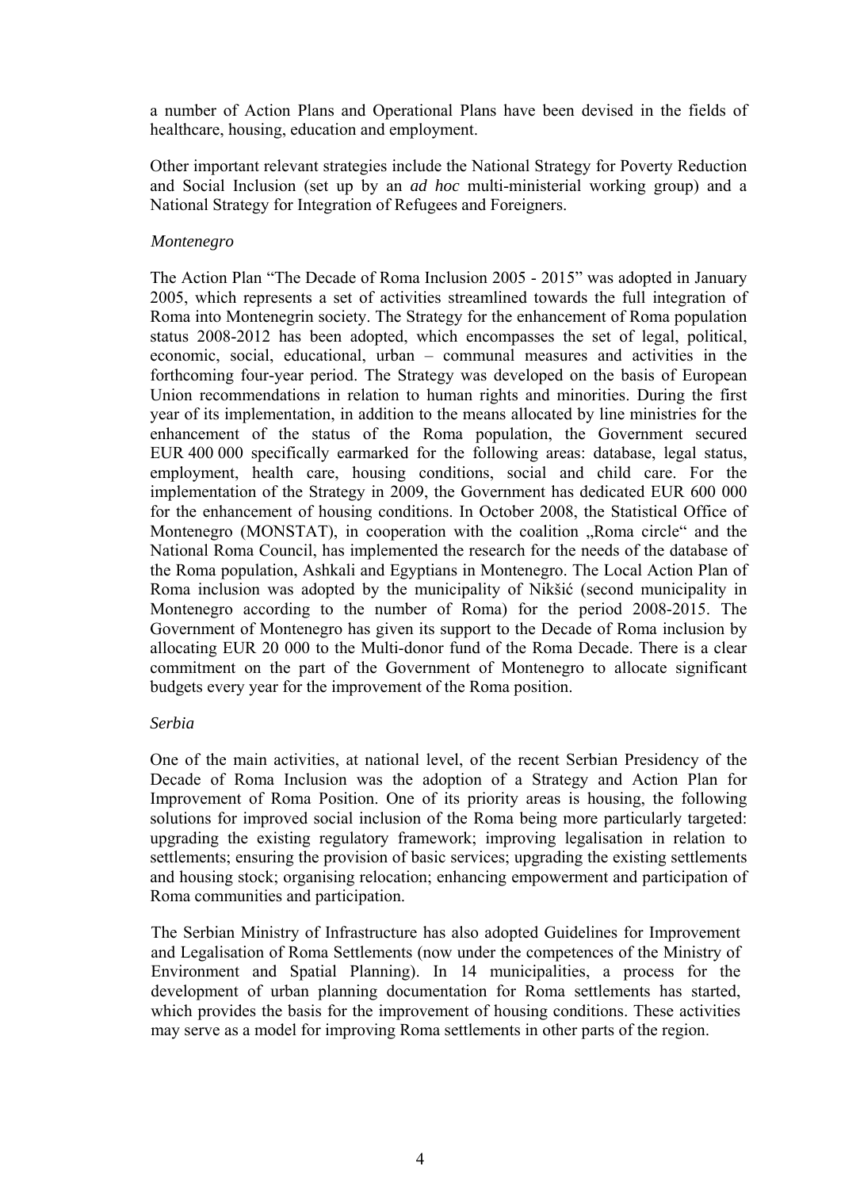a number of Action Plans and Operational Plans have been devised in the fields of healthcare, housing, education and employment.

Other important relevant strategies include the National Strategy for Poverty Reduction and Social Inclusion (set up by an *ad hoc* multi-ministerial working group) and a National Strategy for Integration of Refugees and Foreigners.

*Montenegro*

The Action Plan "The Decade of Roma Inclusion 2005 - 2015" was adopted in January 2005, which represents a set of activities streamlined towards the full integration of Roma into Montenegrin society. The Strategy for the enhancement of Roma population status 2008-2012 has been adopted, which encompasses the set of legal, political, economic, social, educational, urban – communal measures and activities in the forthcoming four-year period. The Strategy was developed on the basis of European Union recommendations in relation to human rights and minorities. During the first year of its implementation, in addition to the means allocated by line ministries for the enhancement of the status of the Roma population, the Government secured EUR 400 000 specifically earmarked for the following areas: database, legal status, employment, health care, housing conditions, social and child care. For the implementation of the Strategy in 2009, the Government has dedicated EUR 600 000 for the enhancement of housing conditions. In October 2008, the Statistical Office of Montenegro (MONSTAT), in cooperation with the coalition „Roma circle" and the National Roma Council, has implemented the research for the needs of the database of the Roma population, Ashkali and Egyptians in Montenegro. The Local Action Plan of Roma inclusion was adopted by the municipality of Nikšić (second municipality in Montenegro according to the number of Roma) for the period 2008-2015. The Government of Montenegro has given its support to the Decade of Roma inclusion by allocating EUR 20 000 to the Multi-donor fund of the Roma Decade. There is a clear commitment on the part of the Government of Montenegro to allocate significant budgets every year for the improvement of the Roma position.

*Serbia*

One of the main activities, at national level, of the recent Serbian Presidency of the Decade of Roma Inclusion was the adoption of a Strategy and Action Plan for Improvement of Roma Position. One of its priority areas is housing, the following solutions for improved social inclusion of the Roma being more particularly targeted: upgrading the existing regulatory framework; improving legalisation in relation to settlements; ensuring the provision of basic services; upgrading the existing settlements and housing stock; organising relocation; enhancing empowerment and participation of Roma communities and participation.

The Serbian Ministry of Infrastructure has also adopted Guidelines for Improvement and Legalisation of Roma Settlements (now under the competences of the Ministry of Environment and Spatial Planning). In 14 municipalities, a process for the development of urban planning documentation for Roma settlements has started, which provides the basis for the improvement of housing conditions. These activities may serve as a model for improving Roma settlements in other parts of the region.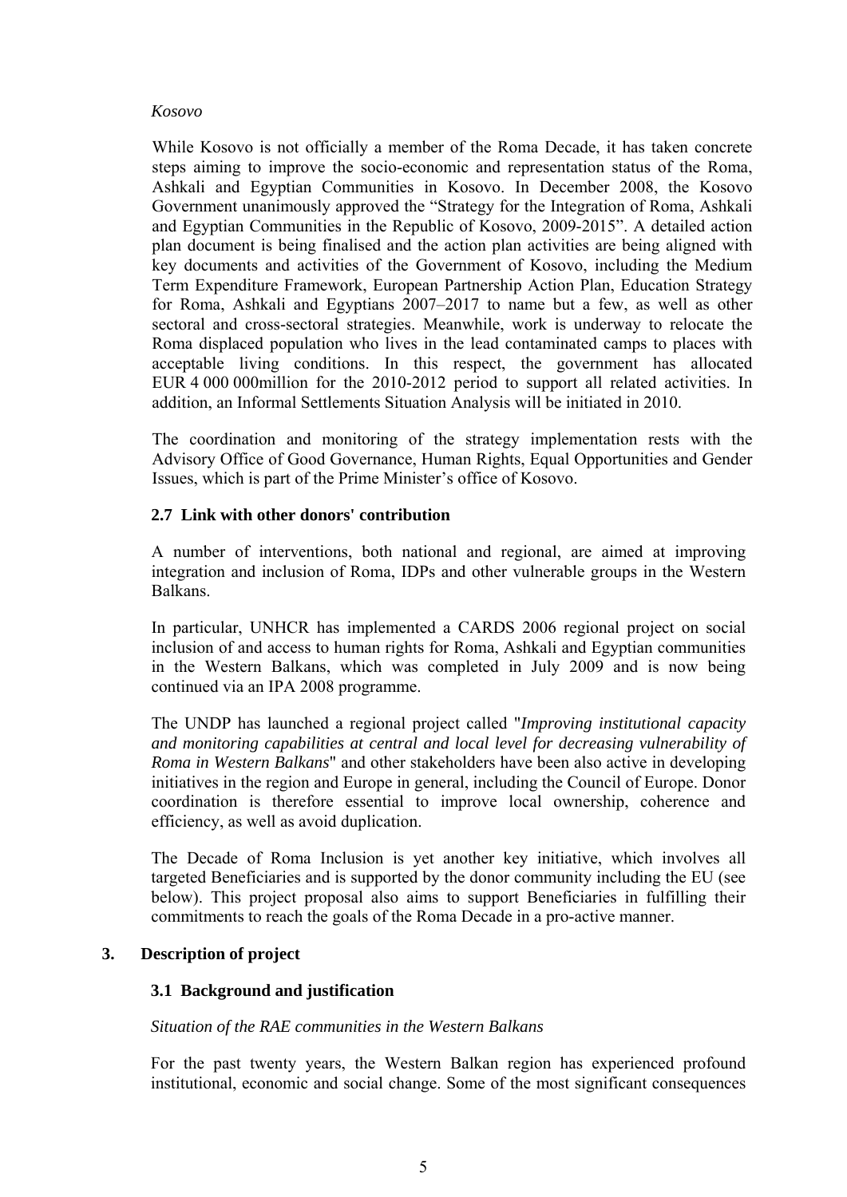*Kosovo*

While Kosovo is not officially a member of the Roma Decade, it has taken concrete steps aiming to improve the socio-economic and representation status of the Roma, Ashkali and Egyptian Communities in Kosovo. In December 2008, the Kosovo Government unanimously approved the "Strategy for the Integration of Roma, Ashkali and Egyptian Communities in the Republic of Kosovo, 2009-2015". A detailed action plan document is being finalised and the action plan activities are being aligned with key documents and activities of the Government of Kosovo, including the Medium Term Expenditure Framework, European Partnership Action Plan, Education Strategy for Roma, Ashkali and Egyptians 2007–2017 to name but a few, as well as other sectoral and cross-sectoral strategies. Meanwhile, work is underway to relocate the Roma displaced population who lives in the lead contaminated camps to places with acceptable living conditions. In this respect, the government has allocated EUR 4 000 000million for the 2010-2012 period to support all related activities. In addition, an Informal Settlements Situation Analysis will be initiated in 2010.

The coordination and monitoring of the strategy implementation rests with the Advisory Office of Good Governance, Human Rights, Equal Opportunities and Gender Issues, which is part of the Prime Minister's office of Kosovo.

### 2.7 Link with other donors' contribution

A number of interventions, both national and regional, are aimed at improving integration and inclusion of Roma, IDPs and other vulnerable groups in the Western Balkans.

In particular, UNHCR has implemented a CARDS 2006 regional project on social inclusion of and access to human rights for Roma, Ashkali and Egyptian communities in the Western Balkans, which was completed in July 2009 and is now being continued via an IPA 2008 programme.

The UNDP has launched a regional project called "*Improving institutional capacity and monitoring capabilities at central and local level for decreasing vulnerability of Roma in Western Balkans*" and other stakeholders have been also active in developing initiatives in the region and Europe in general, including the Council of Europe. Donor coordination is therefore essential to improve local ownership, coherence and efficiency, as well as avoid duplication.

The Decade of Roma Inclusion is yet another key initiative, which involves all targeted Beneficiaries and is supported by the donor community including the EU (see below). This project proposal also aims to support Beneficiaries in fulfilling their commitments to reach the goals of the Roma Decade in a pro-active manner.

## 3. Description of project

### 3.1 Background and justification

*Situation of the RAE communities in the Western Balkans*

For the past twenty years, the Western Balkan region has experienced profound institutional, economic and social change. Some of the most significant consequences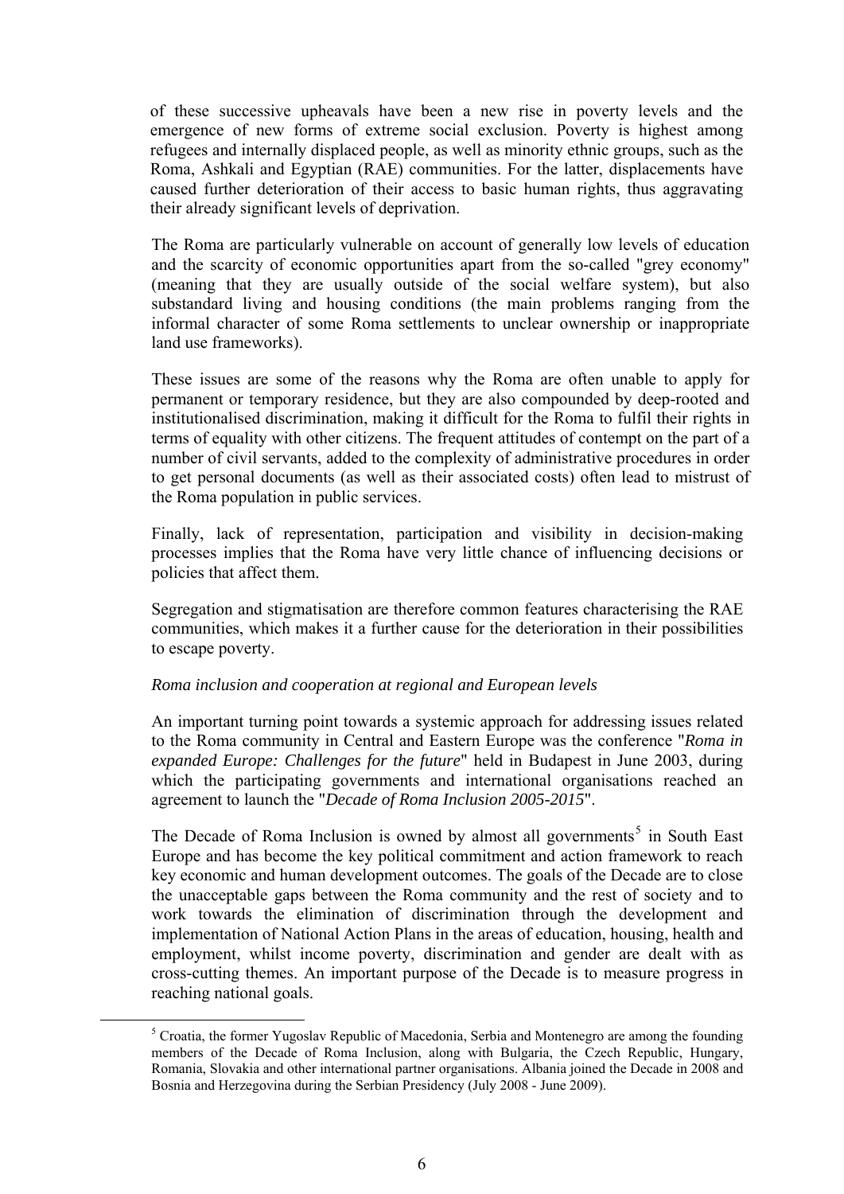of these successive upheavals have been a new rise in poverty levels and the emergence of new forms of extreme social exclusion. Poverty is highest among refugees and internally displaced people, as well as minority ethnic groups, such as the Roma, Ashkali and Egyptian (RAE) communities. For the latter, displacements have caused further deterioration of their access to basic human rights, thus aggravating their already significant levels of deprivation.

The Roma are particularly vulnerable on account of generally low levels of education and the scarcity of economic opportunities apart from the so-called "grey economy" (meaning that they are usually outside of the social welfare system), but also substandard living and housing conditions (the main problems ranging from the informal character of some Roma settlements to unclear ownership or inappropriate land use frameworks).

These issues are some of the reasons why the Roma are often unable to apply for permanent or temporary residence, but they are also compounded by deep-rooted and institutionalised discrimination, making it difficult for the Roma to fulfil their rights in terms of equality with other citizens. The frequent attitudes of contempt on the part of a number of civil servants, added to the complexity of administrative procedures in order to get personal documents (as well as their associated costs) often lead to mistrust of the Roma population in public services.

Finally, lack of representation, participation and visibility in decision-making processes implies that the Roma have very little chance of influencing decisions or policies that affect them.

Segregation and stigmatisation are therefore common features characterising the RAE communities, which makes it a further cause for the deterioration in their possibilities to escape poverty.

*Roma inclusion and cooperation at regional and European levels*

An important turning point towards a systemic approach for addressing issues related to the Roma community in Central and Eastern Europe was the conference "*Roma in expanded Europe: Challenges for the future*" held in Budapest in June 2003, during which the participating governments and international organisations reached an agreement to launch the "*Decade of Roma Inclusion 2005-2015*".

The Decade of Roma Inclusion is owned by almost all governments[5] in South East Europe and has become the key political commitment and action framework to reach key economic and human development outcomes. The goals of the Decade are to close the unacceptable gaps between the Roma community and the rest of society and to work towards the elimination of discrimination through the development and implementation of National Action Plans in the areas of education, housing, health and employment, whilst income poverty, discrimination and gender are dealt with as cross-cutting themes. An important purpose of the Decade is to measure progress in reaching national goals.

[5] Croatia, the former Yugoslav Republic of Macedonia, Serbia and Montenegro are among the founding members of the Decade of Roma Inclusion, along with Bulgaria, the Czech Republic, Hungary, Romania, Slovakia and other international partner organisations. Albania joined the Decade in 2008 and Bosnia and Herzegovina during the Serbian Presidency (July 2008 - June 2009).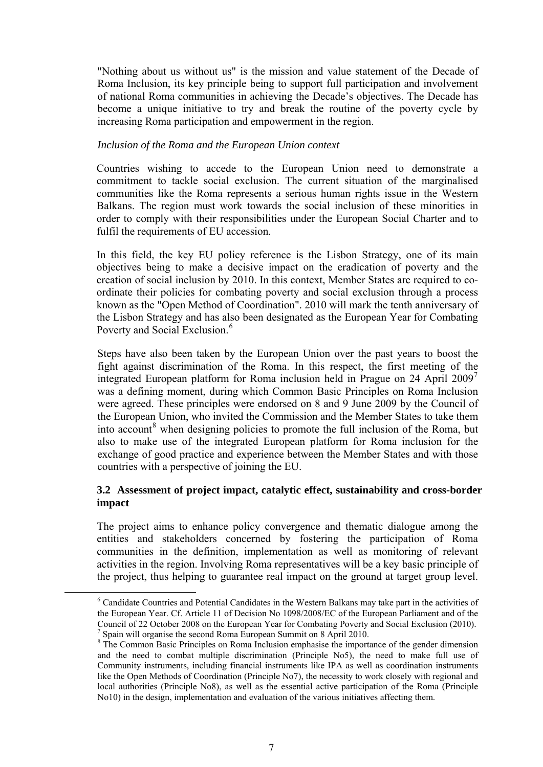"Nothing about us without us" is the mission and value statement of the Decade of Roma Inclusion, its key principle being to support full participation and involvement of national Roma communities in achieving the Decade's objectives. The Decade has become a unique initiative to try and break the routine of the poverty cycle by increasing Roma participation and empowerment in the region.

*Inclusion of the Roma and the European Union context*

Countries wishing to accede to the European Union need to demonstrate a commitment to tackle social exclusion. The current situation of the marginalised communities like the Roma represents a serious human rights issue in the Western Balkans. The region must work towards the social inclusion of these minorities in order to comply with their responsibilities under the European Social Charter and to fulfil the requirements of EU accession.

In this field, the key EU policy reference is the Lisbon Strategy, one of its main objectives being to make a decisive impact on the eradication of poverty and the creation of social inclusion by 2010. In this context, Member States are required to co-ordinate their policies for combating poverty and social exclusion through a process known as the "Open Method of Coordination". 2010 will mark the tenth anniversary of the Lisbon Strategy and has also been designated as the European Year for Combating Poverty and Social Exclusion.[6]

Steps have also been taken by the European Union over the past years to boost the fight against discrimination of the Roma. In this respect, the first meeting of the integrated European platform for Roma inclusion held in Prague on 24 April 2009[7] was a defining moment, during which Common Basic Principles on Roma Inclusion were agreed. These principles were endorsed on 8 and 9 June 2009 by the Council of the European Union, who invited the Commission and the Member States to take them into account[8] when designing policies to promote the full inclusion of the Roma, but also to make use of the integrated European platform for Roma inclusion for the exchange of good practice and experience between the Member States and with those countries with a perspective of joining the EU.

### 3.2 Assessment of project impact, catalytic effect, sustainability and cross-border impact

The project aims to enhance policy convergence and thematic dialogue among the entities and stakeholders concerned by fostering the participation of Roma communities in the definition, implementation as well as monitoring of relevant activities in the region. Involving Roma representatives will be a key basic principle of the project, thus helping to guarantee real impact on the ground at target group level.

---

[6] Candidate Countries and Potential Candidates in the Western Balkans may take part in the activities of the European Year. Cf. Article 11 of Decision No 1098/2008/EC of the European Parliament and of the Council of 22 October 2008 on the European Year for Combating Poverty and Social Exclusion (2010).

[7] Spain will organise the second Roma European Summit on 8 April 2010.

[8] The Common Basic Principles on Roma Inclusion emphasise the importance of the gender dimension and the need to combat multiple discrimination (Principle No5), the need to make full use of Community instruments, including financial instruments like IPA as well as coordination instruments like the Open Methods of Coordination (Principle No7), the necessity to work closely with regional and local authorities (Principle No8), as well as the essential active participation of the Roma (Principle No10) in the design, implementation and evaluation of the various initiatives affecting them.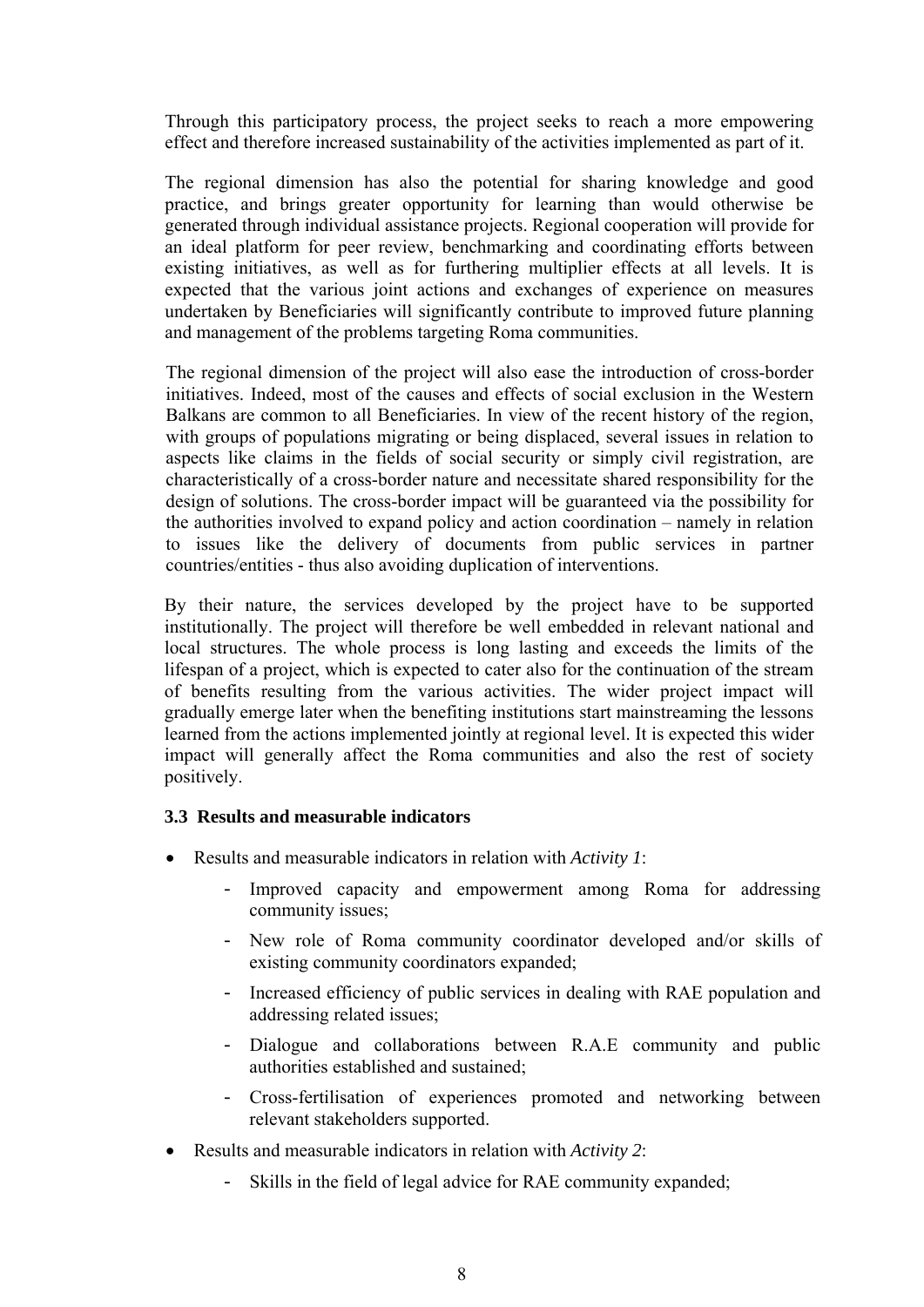Through this participatory process, the project seeks to reach a more empowering effect and therefore increased sustainability of the activities implemented as part of it.

The regional dimension has also the potential for sharing knowledge and good practice, and brings greater opportunity for learning than would otherwise be generated through individual assistance projects. Regional cooperation will provide for an ideal platform for peer review, benchmarking and coordinating efforts between existing initiatives, as well as for furthering multiplier effects at all levels. It is expected that the various joint actions and exchanges of experience on measures undertaken by Beneficiaries will significantly contribute to improved future planning and management of the problems targeting Roma communities.

The regional dimension of the project will also ease the introduction of cross-border initiatives. Indeed, most of the causes and effects of social exclusion in the Western Balkans are common to all Beneficiaries. In view of the recent history of the region, with groups of populations migrating or being displaced, several issues in relation to aspects like claims in the fields of social security or simply civil registration, are characteristically of a cross-border nature and necessitate shared responsibility for the design of solutions. The cross-border impact will be guaranteed via the possibility for the authorities involved to expand policy and action coordination – namely in relation to issues like the delivery of documents from public services in partner countries/entities - thus also avoiding duplication of interventions.

By their nature, the services developed by the project have to be supported institutionally. The project will therefore be well embedded in relevant national and local structures. The whole process is long lasting and exceeds the limits of the lifespan of a project, which is expected to cater also for the continuation of the stream of benefits resulting from the various activities. The wider project impact will gradually emerge later when the benefiting institutions start mainstreaming the lessons learned from the actions implemented jointly at regional level. It is expected this wider impact will generally affect the Roma communities and also the rest of society positively.

### 3.3 Results and measurable indicators

- Results and measurable indicators in relation with *Activity 1*:
  - Improved capacity and empowerment among Roma for addressing community issues;
  - New role of Roma community coordinator developed and/or skills of existing community coordinators expanded;
  - Increased efficiency of public services in dealing with RAE population and addressing related issues;
  - Dialogue and collaborations between R.A.E community and public authorities established and sustained;
  - Cross-fertilisation of experiences promoted and networking between relevant stakeholders supported.
- Results and measurable indicators in relation with *Activity 2*:
  - Skills in the field of legal advice for RAE community expanded;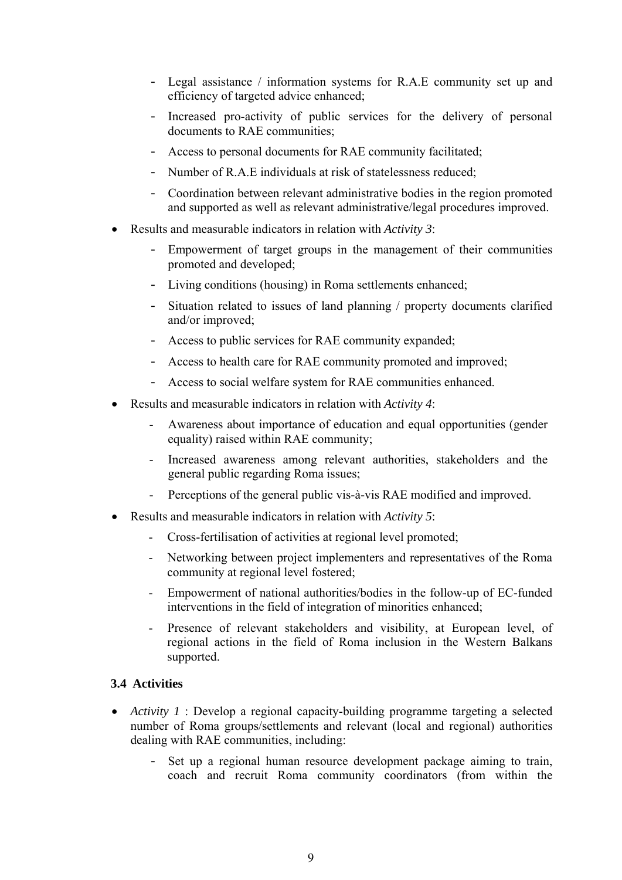- Legal assistance / information systems for R.A.E community set up and efficiency of targeted advice enhanced;
  - Increased pro-activity of public services for the delivery of personal documents to RAE communities;
  - Access to personal documents for RAE community facilitated;
  - Number of R.A.E individuals at risk of statelessness reduced;
  - Coordination between relevant administrative bodies in the region promoted and supported as well as relevant administrative/legal procedures improved.

- Results and measurable indicators in relation with *Activity 3*:
  - Empowerment of target groups in the management of their communities promoted and developed;
  - Living conditions (housing) in Roma settlements enhanced;
  - Situation related to issues of land planning / property documents clarified and/or improved;
  - Access to public services for RAE community expanded;
  - Access to health care for RAE community promoted and improved;
  - Access to social welfare system for RAE communities enhanced.

- Results and measurable indicators in relation with *Activity 4*:
  - Awareness about importance of education and equal opportunities (gender equality) raised within RAE community;
  - Increased awareness among relevant authorities, stakeholders and the general public regarding Roma issues;
  - Perceptions of the general public vis-à-vis RAE modified and improved.

- Results and measurable indicators in relation with *Activity 5*:
  - Cross-fertilisation of activities at regional level promoted;
  - Networking between project implementers and representatives of the Roma community at regional level fostered;
  - Empowerment of national authorities/bodies in the follow-up of EC-funded interventions in the field of integration of minorities enhanced;
  - Presence of relevant stakeholders and visibility, at European level, of regional actions in the field of Roma inclusion in the Western Balkans supported.

### 3.4 Activities

- *Activity 1* : Develop a regional capacity-building programme targeting a selected number of Roma groups/settlements and relevant (local and regional) authorities dealing with RAE communities, including:
  - Set up a regional human resource development package aiming to train, coach and recruit Roma community coordinators (from within the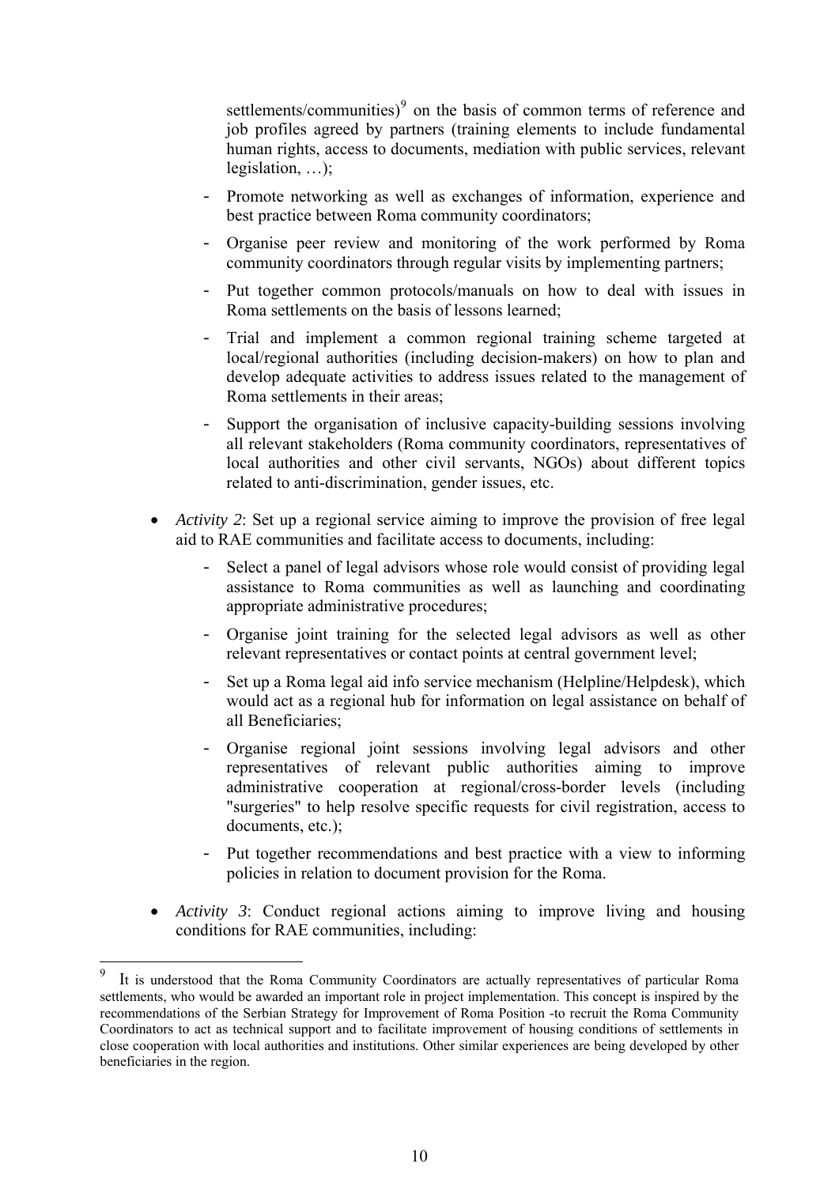settlements/communities)[9] on the basis of common terms of reference and job profiles agreed by partners (training elements to include fundamental human rights, access to documents, mediation with public services, relevant legislation, …);

- Promote networking as well as exchanges of information, experience and best practice between Roma community coordinators;
- Organise peer review and monitoring of the work performed by Roma community coordinators through regular visits by implementing partners;
- Put together common protocols/manuals on how to deal with issues in Roma settlements on the basis of lessons learned;
- Trial and implement a common regional training scheme targeted at local/regional authorities (including decision-makers) on how to plan and develop adequate activities to address issues related to the management of Roma settlements in their areas;
- Support the organisation of inclusive capacity-building sessions involving all relevant stakeholders (Roma community coordinators, representatives of local authorities and other civil servants, NGOs) about different topics related to anti-discrimination, gender issues, etc.

- *Activity 2*: Set up a regional service aiming to improve the provision of free legal aid to RAE communities and facilitate access to documents, including:
  - Select a panel of legal advisors whose role would consist of providing legal assistance to Roma communities as well as launching and coordinating appropriate administrative procedures;
  - Organise joint training for the selected legal advisors as well as other relevant representatives or contact points at central government level;
  - Set up a Roma legal aid info service mechanism (Helpline/Helpdesk), which would act as a regional hub for information on legal assistance on behalf of all Beneficiaries;
  - Organise regional joint sessions involving legal advisors and other representatives of relevant public authorities aiming to improve administrative cooperation at regional/cross-border levels (including "surgeries" to help resolve specific requests for civil registration, access to documents, etc.);
  - Put together recommendations and best practice with a view to informing policies in relation to document provision for the Roma.

- *Activity 3*: Conduct regional actions aiming to improve living and housing conditions for RAE communities, including:

---

[9] It is understood that the Roma Community Coordinators are actually representatives of particular Roma settlements, who would be awarded an important role in project implementation. This concept is inspired by the recommendations of the Serbian Strategy for Improvement of Roma Position -to recruit the Roma Community Coordinators to act as technical support and to facilitate improvement of housing conditions of settlements in close cooperation with local authorities and institutions. Other similar experiences are being developed by other beneficiaries in the region.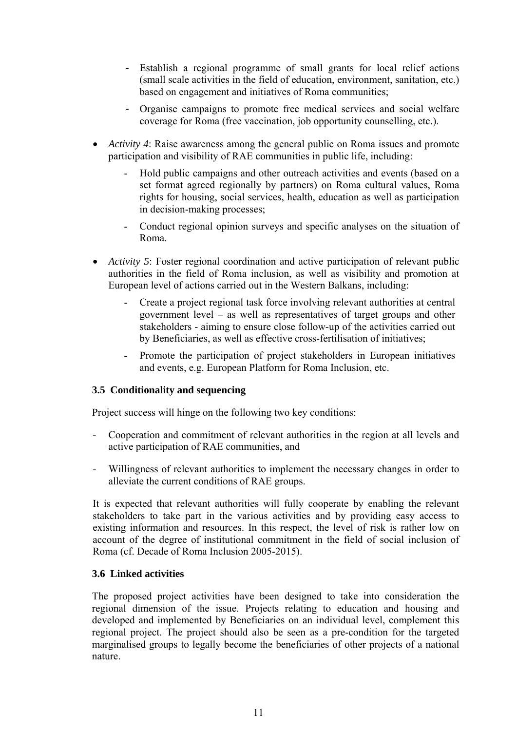- Establish a regional programme of small grants for local relief actions (small scale activities in the field of education, environment, sanitation, etc.) based on engagement and initiatives of Roma communities;
  - Organise campaigns to promote free medical services and social welfare coverage for Roma (free vaccination, job opportunity counselling, etc.).

- *Activity 4*: Raise awareness among the general public on Roma issues and promote participation and visibility of RAE communities in public life, including:
  - Hold public campaigns and other outreach activities and events (based on a set format agreed regionally by partners) on Roma cultural values, Roma rights for housing, social services, health, education as well as participation in decision-making processes;
  - Conduct regional opinion surveys and specific analyses on the situation of Roma.

- *Activity 5*: Foster regional coordination and active participation of relevant public authorities in the field of Roma inclusion, as well as visibility and promotion at European level of actions carried out in the Western Balkans, including:
  - Create a project regional task force involving relevant authorities at central government level – as well as representatives of target groups and other stakeholders - aiming to ensure close follow-up of the activities carried out by Beneficiaries, as well as effective cross-fertilisation of initiatives;
  - Promote the participation of project stakeholders in European initiatives and events, e.g. European Platform for Roma Inclusion, etc.

### 3.5 Conditionality and sequencing

Project success will hinge on the following two key conditions:

- Cooperation and commitment of relevant authorities in the region at all levels and active participation of RAE communities, and
- Willingness of relevant authorities to implement the necessary changes in order to alleviate the current conditions of RAE groups.

It is expected that relevant authorities will fully cooperate by enabling the relevant stakeholders to take part in the various activities and by providing easy access to existing information and resources. In this respect, the level of risk is rather low on account of the degree of institutional commitment in the field of social inclusion of Roma (cf. Decade of Roma Inclusion 2005-2015).

### 3.6 Linked activities

The proposed project activities have been designed to take into consideration the regional dimension of the issue. Projects relating to education and housing and developed and implemented by Beneficiaries on an individual level, complement this regional project. The project should also be seen as a pre-condition for the targeted marginalised groups to legally become the beneficiaries of other projects of a national nature.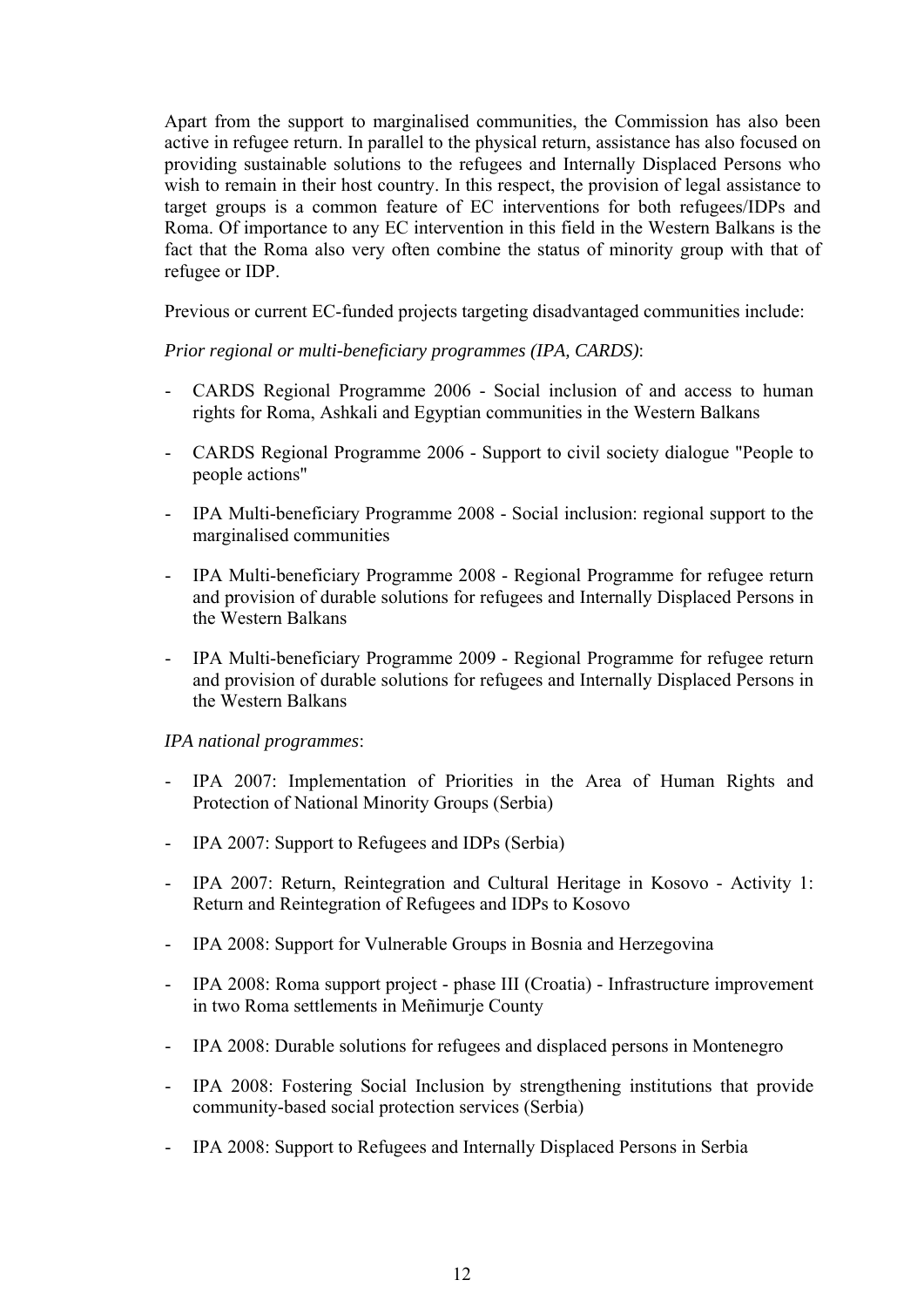Apart from the support to marginalised communities, the Commission has also been active in refugee return. In parallel to the physical return, assistance has also focused on providing sustainable solutions to the refugees and Internally Displaced Persons who wish to remain in their host country. In this respect, the provision of legal assistance to target groups is a common feature of EC interventions for both refugees/IDPs and Roma. Of importance to any EC intervention in this field in the Western Balkans is the fact that the Roma also very often combine the status of minority group with that of refugee or IDP.

Previous or current EC-funded projects targeting disadvantaged communities include:

*Prior regional or multi-beneficiary programmes (IPA, CARDS)*:

- CARDS Regional Programme 2006 - Social inclusion of and access to human rights for Roma, Ashkali and Egyptian communities in the Western Balkans
- CARDS Regional Programme 2006 - Support to civil society dialogue "People to people actions"
- IPA Multi-beneficiary Programme 2008 - Social inclusion: regional support to the marginalised communities
- IPA Multi-beneficiary Programme 2008 - Regional Programme for refugee return and provision of durable solutions for refugees and Internally Displaced Persons in the Western Balkans
- IPA Multi-beneficiary Programme 2009 - Regional Programme for refugee return and provision of durable solutions for refugees and Internally Displaced Persons in the Western Balkans

*IPA national programmes*:

- IPA 2007: Implementation of Priorities in the Area of Human Rights and Protection of National Minority Groups (Serbia)
- IPA 2007: Support to Refugees and IDPs (Serbia)
- IPA 2007: Return, Reintegration and Cultural Heritage in Kosovo - Activity 1: Return and Reintegration of Refugees and IDPs to Kosovo
- IPA 2008: Support for Vulnerable Groups in Bosnia and Herzegovina
- IPA 2008: Roma support project - phase III (Croatia) - Infrastructure improvement in two Roma settlements in Meñimurje County
- IPA 2008: Durable solutions for refugees and displaced persons in Montenegro
- IPA 2008: Fostering Social Inclusion by strengthening institutions that provide community-based social protection services (Serbia)
- IPA 2008: Support to Refugees and Internally Displaced Persons in Serbia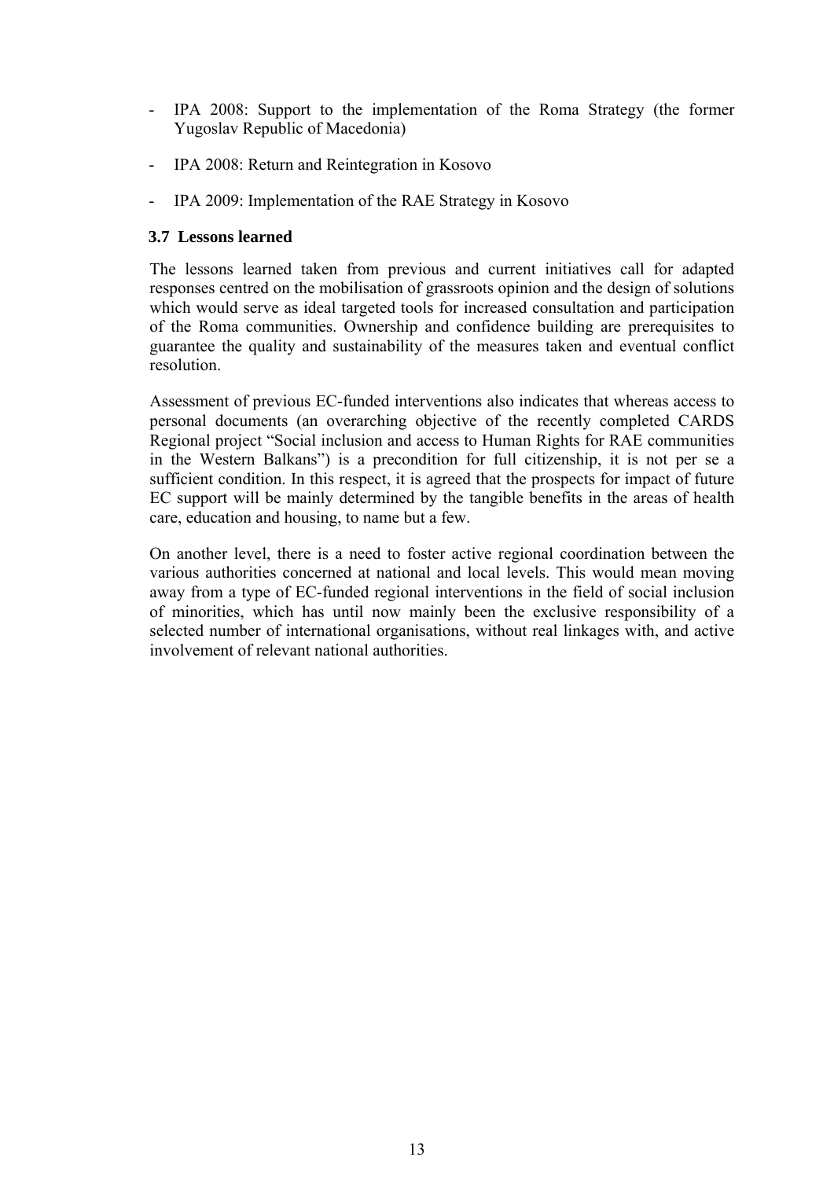- IPA 2008: Support to the implementation of the Roma Strategy (the former Yugoslav Republic of Macedonia)
- IPA 2008: Return and Reintegration in Kosovo
- IPA 2009: Implementation of the RAE Strategy in Kosovo

### 3.7 Lessons learned

The lessons learned taken from previous and current initiatives call for adapted responses centred on the mobilisation of grassroots opinion and the design of solutions which would serve as ideal targeted tools for increased consultation and participation of the Roma communities. Ownership and confidence building are prerequisites to guarantee the quality and sustainability of the measures taken and eventual conflict resolution.

Assessment of previous EC-funded interventions also indicates that whereas access to personal documents (an overarching objective of the recently completed CARDS Regional project "Social inclusion and access to Human Rights for RAE communities in the Western Balkans") is a precondition for full citizenship, it is not per se a sufficient condition. In this respect, it is agreed that the prospects for impact of future EC support will be mainly determined by the tangible benefits in the areas of health care, education and housing, to name but a few.

On another level, there is a need to foster active regional coordination between the various authorities concerned at national and local levels. This would mean moving away from a type of EC-funded regional interventions in the field of social inclusion of minorities, which has until now mainly been the exclusive responsibility of a selected number of international organisations, without real linkages with, and active involvement of relevant national authorities.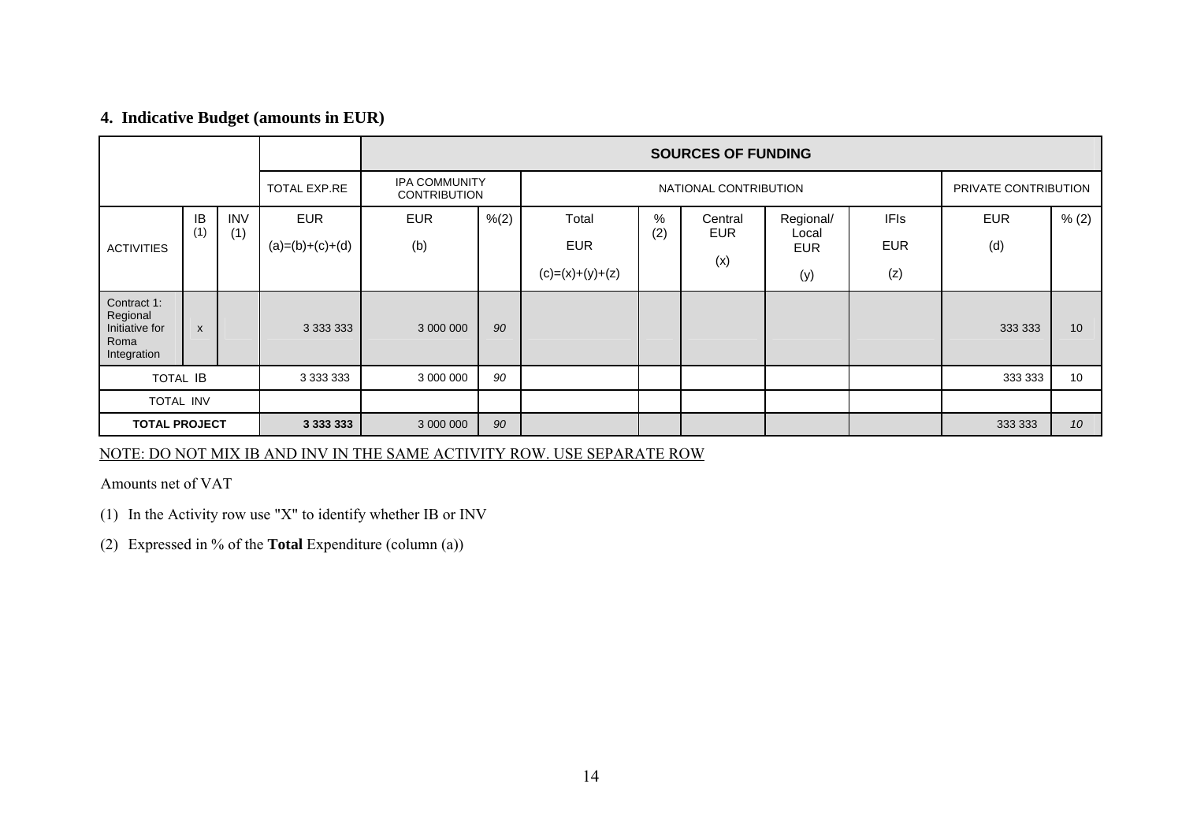## 4. Indicative Budget (amounts in EUR)

| | | | | SOURCES OF FUNDING | | | | | | | | |
|---|---|---|---|---|---|---|---|---|---|---|---|---|
| | | | TOTAL EXP.RE | IPA COMMUNITY CONTRIBUTION | | NATIONAL CONTRIBUTION | | | | | PRIVATE CONTRIBUTION | |
| ACTIVITIES | IB (1) | INV (1) | EUR (a)=(b)+(c)+(d) | EUR (b) | %(2) | Total EUR (c)=(x)+(y)+(z) | % (2) | Central EUR (x) | Regional/ Local EUR (y) | IFIs EUR (z) | EUR (d) | % (2) |
| Contract 1: Regional Initiative for Roma Integration | x | | 3 333 333 | 3 000 000 | *90* | | | | | | 333 333 | 10 |
| TOTAL IB | | | 3 333 333 | 3 000 000 | *90* | | | | | | 333 333 | 10 |
| TOTAL INV | | | | | | | | | | | | |
| **TOTAL PROJECT** | | | **3 333 333** | 3 000 000 | *90* | | | | | | 333 333 | *10* |

NOTE: DO NOT MIX IB AND INV IN THE SAME ACTIVITY ROW. USE SEPARATE ROW

Amounts net of VAT

(1) In the Activity row use "X" to identify whether IB or INV

(2) Expressed in % of the **Total** Expenditure (column (a))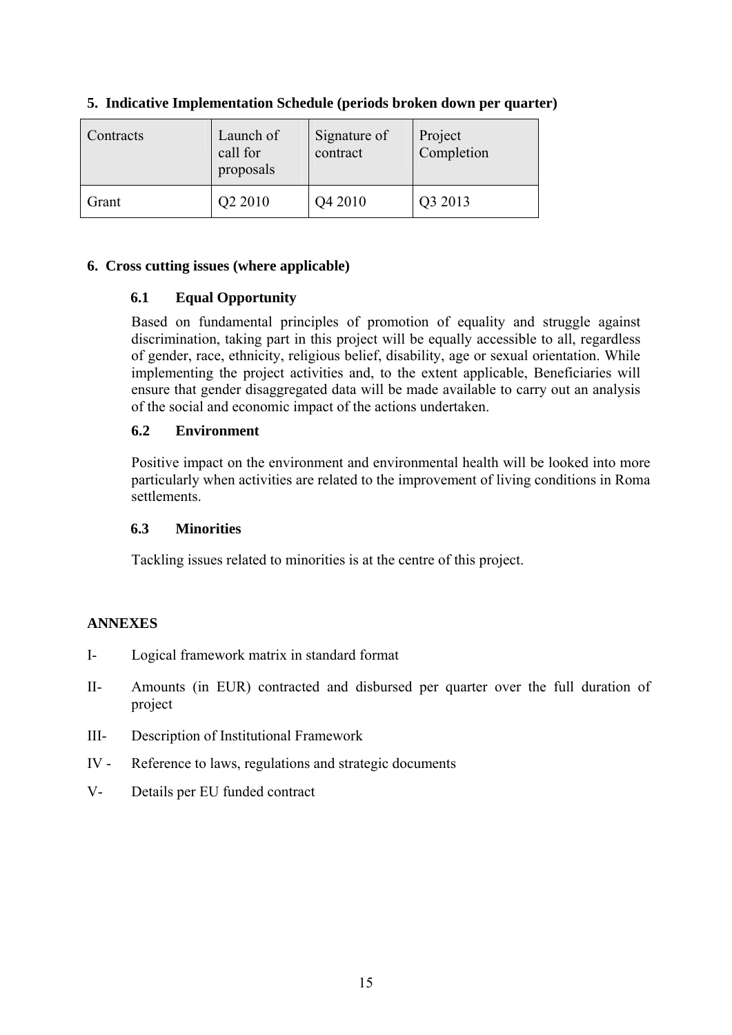## 5. Indicative Implementation Schedule (periods broken down per quarter)

| Contracts | Launch of call for proposals | Signature of contract | Project Completion |
|---|---|---|---|
| Grant | Q2 2010 | Q4 2010 | Q3 2013 |

## 6. Cross cutting issues (where applicable)

### 6.1 Equal Opportunity

Based on fundamental principles of promotion of equality and struggle against discrimination, taking part in this project will be equally accessible to all, regardless of gender, race, ethnicity, religious belief, disability, age or sexual orientation. While implementing the project activities and, to the extent applicable, Beneficiaries will ensure that gender disaggregated data will be made available to carry out an analysis of the social and economic impact of the actions undertaken.

### 6.2 Environment

Positive impact on the environment and environmental health will be looked into more particularly when activities are related to the improvement of living conditions in Roma settlements.

### 6.3 Minorities

Tackling issues related to minorities is at the centre of this project.

## ANNEXES

I- Logical framework matrix in standard format

II- Amounts (in EUR) contracted and disbursed per quarter over the full duration of project

III- Description of Institutional Framework

IV - Reference to laws, regulations and strategic documents

V- Details per EU funded contract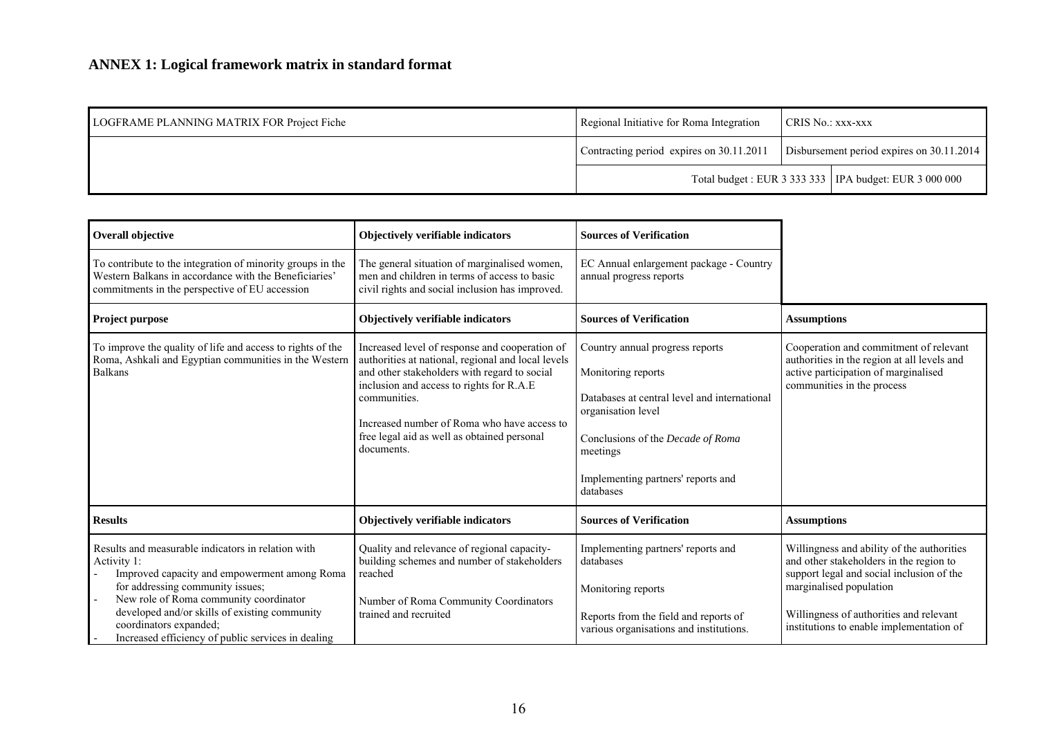## ANNEX 1: Logical framework matrix in standard format

| LOGFRAME PLANNING MATRIX FOR Project Fiche | Regional Initiative for Roma Integration | CRIS No.: xxx-xxx |
|---|---|---|
| | Contracting period expires on 30.11.2011 | Disbursement period expires on 30.11.2014 |
| | Total budget : EUR 3 333 333 | IPA budget: EUR 3 000 000 |

| **Overall objective** | **Objectively verifiable indicators** | **Sources of Verification** | |
|---|---|---|---|
| To contribute to the integration of minority groups in the Western Balkans in accordance with the Beneficiaries' commitments in the perspective of EU accession | The general situation of marginalised women, men and children in terms of access to basic civil rights and social inclusion has improved. | EC Annual enlargement package - Country annual progress reports | |
| **Project purpose** | **Objectively verifiable indicators** | **Sources of Verification** | **Assumptions** |
| To improve the quality of life and access to rights of the Roma, Ashkali and Egyptian communities in the Western Balkans | Increased level of response and cooperation of authorities at national, regional and local levels and other stakeholders with regard to social inclusion and access to rights for R.A.E communities.<br><br>Increased number of Roma who have access to free legal aid as well as obtained personal documents. | Country annual progress reports<br><br>Monitoring reports<br><br>Databases at central level and international organisation level<br><br>Conclusions of the *Decade of Roma* meetings<br><br>Implementing partners' reports and databases | Cooperation and commitment of relevant authorities in the region at all levels and active participation of marginalised communities in the process |
| **Results** | **Objectively verifiable indicators** | **Sources of Verification** | **Assumptions** |
| Results and measurable indicators in relation with Activity 1:<br>- Improved capacity and empowerment among Roma for addressing community issues;<br>- New role of Roma community coordinator developed and/or skills of existing community coordinators expanded;<br>- Increased efficiency of public services in dealing | Quality and relevance of regional capacity-building schemes and number of stakeholders reached<br><br>Number of Roma Community Coordinators trained and recruited | Implementing partners' reports and databases<br><br>Monitoring reports<br><br>Reports from the field and reports of various organisations and institutions. | Willingness and ability of the authorities and other stakeholders in the region to support legal and social inclusion of the marginalised population<br><br>Willingness of authorities and relevant institutions to enable implementation of |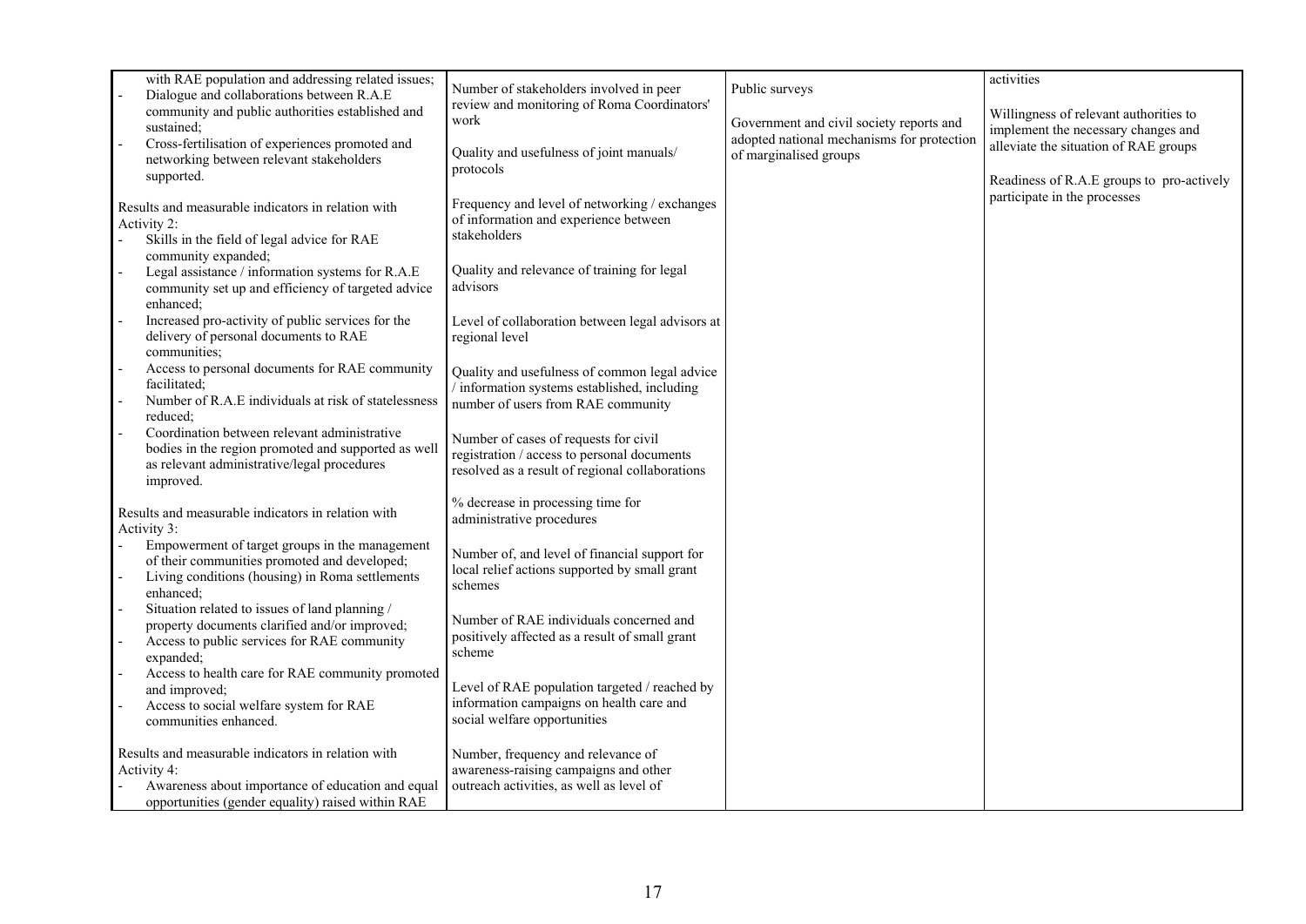| | | | |
|---|---|---|---|
| with RAE population and addressing related issues;<br>- Dialogue and collaborations between R.A.E community and public authorities established and sustained;<br>- Cross-fertilisation of experiences promoted and networking between relevant stakeholders supported.<br><br>Results and measurable indicators in relation with Activity 2:<br>- Skills in the field of legal advice for RAE community expanded;<br>- Legal assistance / information systems for R.A.E community set up and efficiency of targeted advice enhanced;<br>- Increased pro-activity of public services for the delivery of personal documents to RAE communities;<br>- Access to personal documents for RAE community facilitated;<br>- Number of R.A.E individuals at risk of statelessness reduced;<br>- Coordination between relevant administrative bodies in the region promoted and supported as well as relevant administrative/legal procedures improved.<br><br>Results and measurable indicators in relation with Activity 3:<br>- Empowerment of target groups in the management of their communities promoted and developed;<br>- Living conditions (housing) in Roma settlements enhanced;<br>- Situation related to issues of land planning / property documents clarified and/or improved;<br>- Access to public services for RAE community expanded;<br>- Access to health care for RAE community promoted and improved;<br>- Access to social welfare system for RAE communities enhanced.<br><br>Results and measurable indicators in relation with Activity 4:<br>- Awareness about importance of education and equal opportunities (gender equality) raised within RAE | Number of stakeholders involved in peer review and monitoring of Roma Coordinators' work<br><br>Quality and usefulness of joint manuals/ protocols<br><br>Frequency and level of networking / exchanges of information and experience between stakeholders<br><br>Quality and relevance of training for legal advisors<br><br>Level of collaboration between legal advisors at regional level<br><br>Quality and usefulness of common legal advice / information systems established, including number of users from RAE community<br><br>Number of cases of requests for civil registration / access to personal documents resolved as a result of regional collaborations<br><br>% decrease in processing time for administrative procedures<br><br>Number of, and level of financial support for local relief actions supported by small grant schemes<br><br>Number of RAE individuals concerned and positively affected as a result of small grant scheme<br><br>Level of RAE population targeted / reached by information campaigns on health care and social welfare opportunities<br><br>Number, frequency and relevance of awareness-raising campaigns and other outreach activities, as well as level of | Public surveys<br><br>Government and civil society reports and adopted national mechanisms for protection of marginalised groups | activities<br><br>Willingness of relevant authorities to implement the necessary changes and alleviate the situation of RAE groups<br><br>Readiness of R.A.E groups to pro-actively participate in the processes |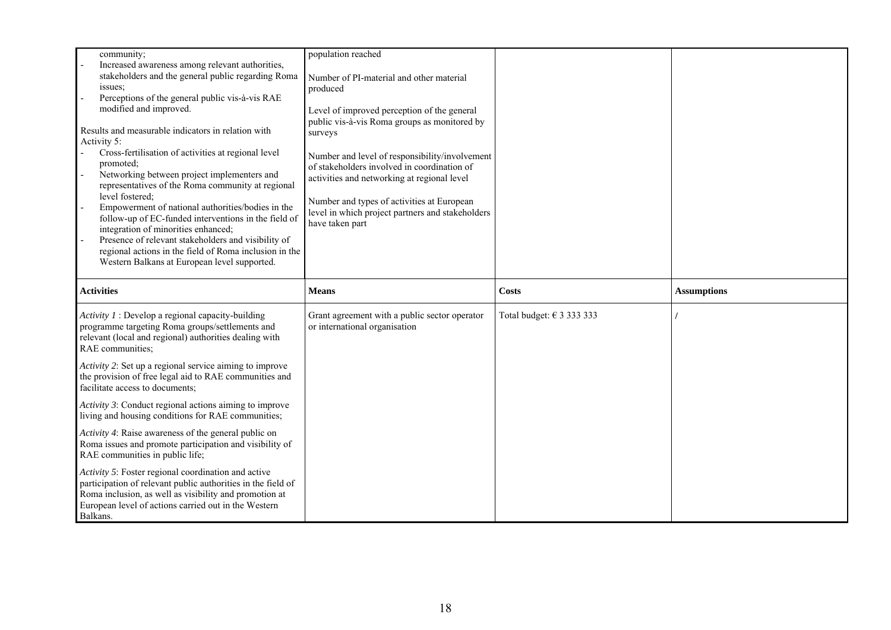| | | | |
|---|---|---|---|
| community;<br>- Increased awareness among relevant authorities, stakeholders and the general public regarding Roma issues;<br>- Perceptions of the general public vis-à-vis RAE modified and improved.<br><br>Results and measurable indicators in relation with Activity 5:<br>- Cross-fertilisation of activities at regional level promoted;<br>- Networking between project implementers and representatives of the Roma community at regional level fostered;<br>- Empowerment of national authorities/bodies in the follow-up of EC-funded interventions in the field of integration of minorities enhanced;<br>- Presence of relevant stakeholders and visibility of regional actions in the field of Roma inclusion in the Western Balkans at European level supported. | population reached<br><br>Number of PI-material and other material produced<br><br>Level of improved perception of the general public vis-à-vis Roma groups as monitored by surveys<br><br>Number and level of responsibility/involvement of stakeholders involved in coordination of activities and networking at regional level<br><br>Number and types of activities at European level in which project partners and stakeholders have taken part | | |
| **Activities** | **Means** | **Costs** | **Assumptions** |
| *Activity 1* : Develop a regional capacity-building programme targeting Roma groups/settlements and relevant (local and regional) authorities dealing with RAE communities;<br><br>*Activity 2*: Set up a regional service aiming to improve the provision of free legal aid to RAE communities and facilitate access to documents;<br><br>*Activity 3*: Conduct regional actions aiming to improve living and housing conditions for RAE communities;<br><br>*Activity 4*: Raise awareness of the general public on Roma issues and promote participation and visibility of RAE communities in public life;<br><br>*Activity 5*: Foster regional coordination and active participation of relevant public authorities in the field of Roma inclusion, as well as visibility and promotion at European level of actions carried out in the Western Balkans. | Grant agreement with a public sector operator or international organisation | Total budget: € 3 333 333 | / |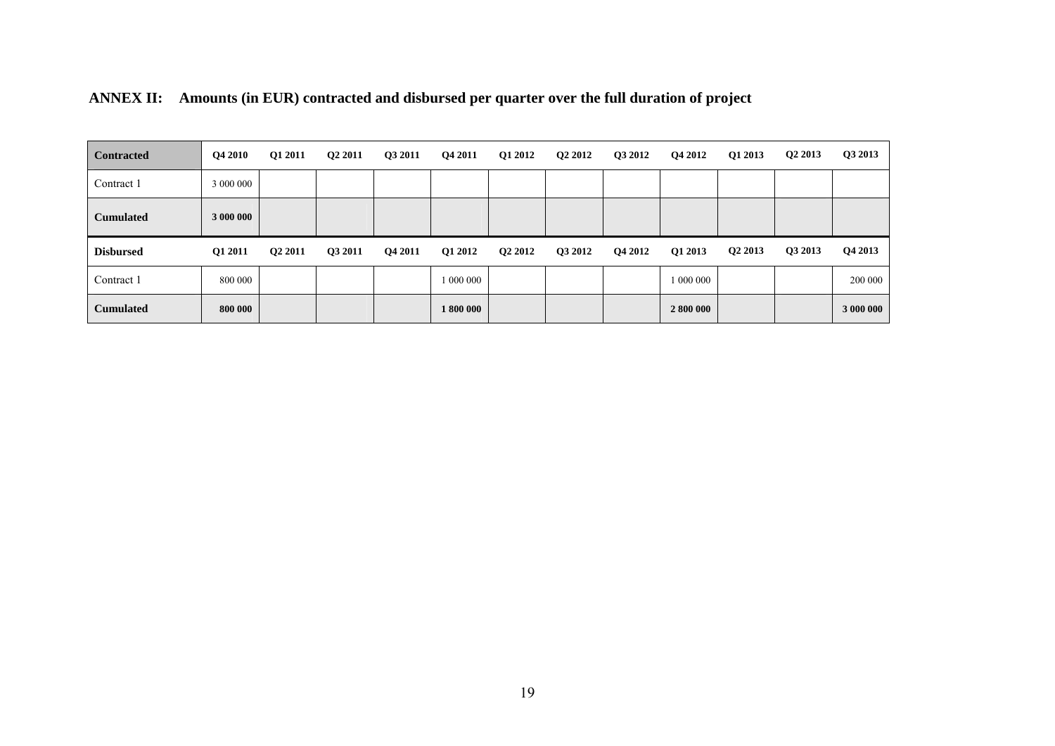**ANNEX II: Amounts (in EUR) contracted and disbursed per quarter over the full duration of project**

| Contracted | Q4 2010 | Q1 2011 | Q2 2011 | Q3 2011 | Q4 2011 | Q1 2012 | Q2 2012 | Q3 2012 | Q4 2012 | Q1 2013 | Q2 2013 | Q3 2013 |
|---|---|---|---|---|---|---|---|---|---|---|---|---|
| Contract 1 | 3 000 000 | | | | | | | | | | | |
| **Cumulated** | **3 000 000** | | | | | | | | | | | |

| Disbursed | Q1 2011 | Q2 2011 | Q3 2011 | Q4 2011 | Q1 2012 | Q2 2012 | Q3 2012 | Q4 2012 | Q1 2013 | Q2 2013 | Q3 2013 | Q4 2013 |
|---|---|---|---|---|---|---|---|---|---|---|---|---|
| Contract 1 | 800 000 | | | | 1 000 000 | | | | 1 000 000 | | | 200 000 |
| **Cumulated** | **800 000** | | | | **1 800 000** | | | | **2 800 000** | | | **3 000 000** |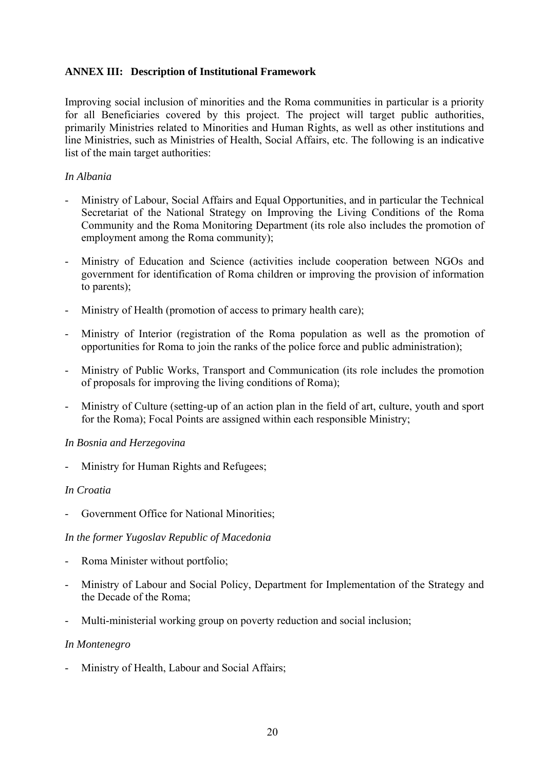## ANNEX III: Description of Institutional Framework

Improving social inclusion of minorities and the Roma communities in particular is a priority for all Beneficiaries covered by this project. The project will target public authorities, primarily Ministries related to Minorities and Human Rights, as well as other institutions and line Ministries, such as Ministries of Health, Social Affairs, etc. The following is an indicative list of the main target authorities:

*In Albania*

- Ministry of Labour, Social Affairs and Equal Opportunities, and in particular the Technical Secretariat of the National Strategy on Improving the Living Conditions of the Roma Community and the Roma Monitoring Department (its role also includes the promotion of employment among the Roma community);
- Ministry of Education and Science (activities include cooperation between NGOs and government for identification of Roma children or improving the provision of information to parents);
- Ministry of Health (promotion of access to primary health care);
- Ministry of Interior (registration of the Roma population as well as the promotion of opportunities for Roma to join the ranks of the police force and public administration);
- Ministry of Public Works, Transport and Communication (its role includes the promotion of proposals for improving the living conditions of Roma);
- Ministry of Culture (setting-up of an action plan in the field of art, culture, youth and sport for the Roma); Focal Points are assigned within each responsible Ministry;

*In Bosnia and Herzegovina*

- Ministry for Human Rights and Refugees;

*In Croatia*

- Government Office for National Minorities;

*In the former Yugoslav Republic of Macedonia*

- Roma Minister without portfolio;
- Ministry of Labour and Social Policy, Department for Implementation of the Strategy and the Decade of the Roma;
- Multi-ministerial working group on poverty reduction and social inclusion;

*In Montenegro*

- Ministry of Health, Labour and Social Affairs;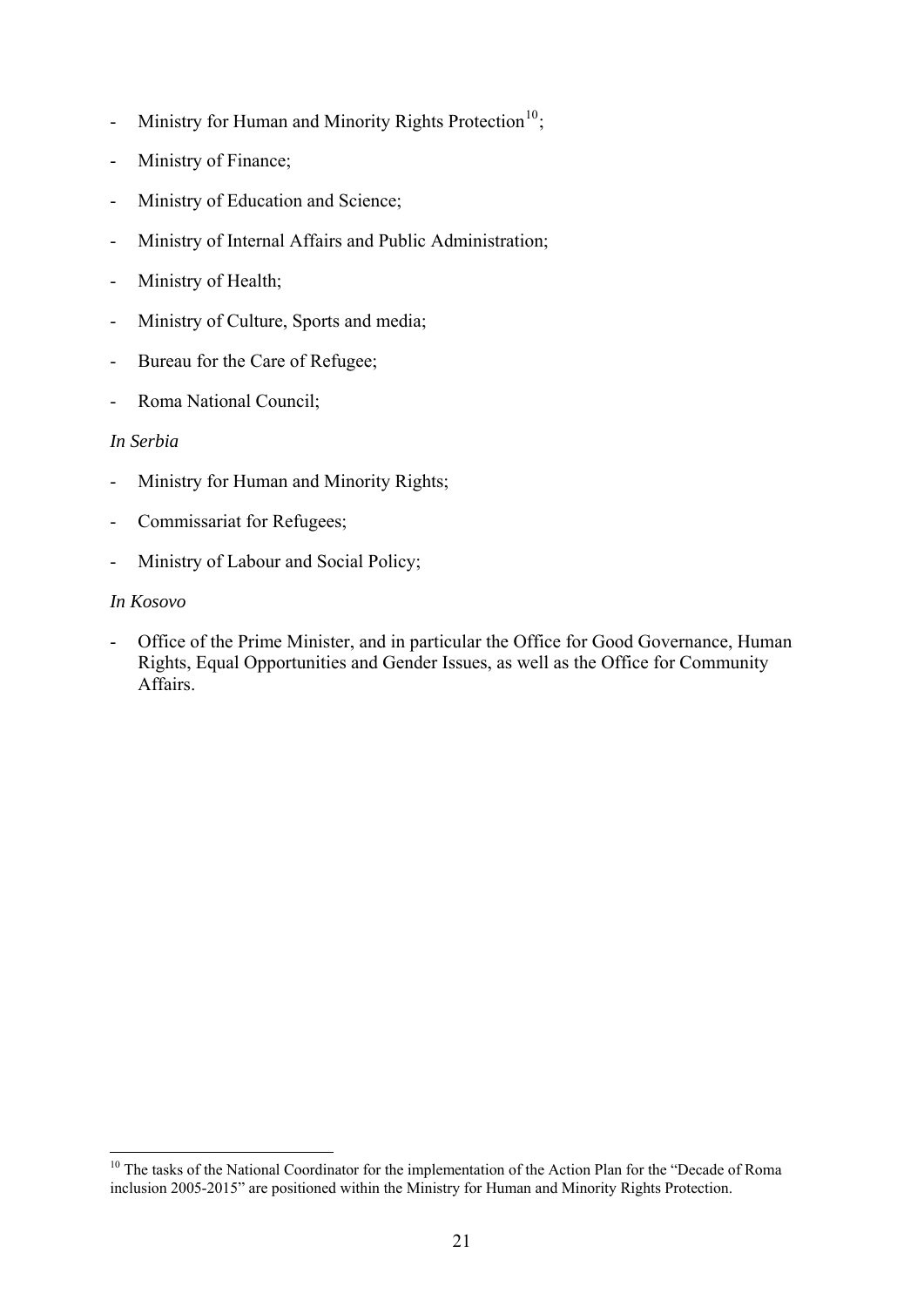- Ministry for Human and Minority Rights Protection[10];
- Ministry of Finance;
- Ministry of Education and Science;
- Ministry of Internal Affairs and Public Administration;
- Ministry of Health;
- Ministry of Culture, Sports and media;
- Bureau for the Care of Refugee;
- Roma National Council;

*In Serbia*

- Ministry for Human and Minority Rights;
- Commissariat for Refugees;
- Ministry of Labour and Social Policy;

*In Kosovo*

- Office of the Prime Minister, and in particular the Office for Good Governance, Human Rights, Equal Opportunities and Gender Issues, as well as the Office for Community Affairs.

[10] The tasks of the National Coordinator for the implementation of the Action Plan for the "Decade of Roma inclusion 2005-2015" are positioned within the Ministry for Human and Minority Rights Protection.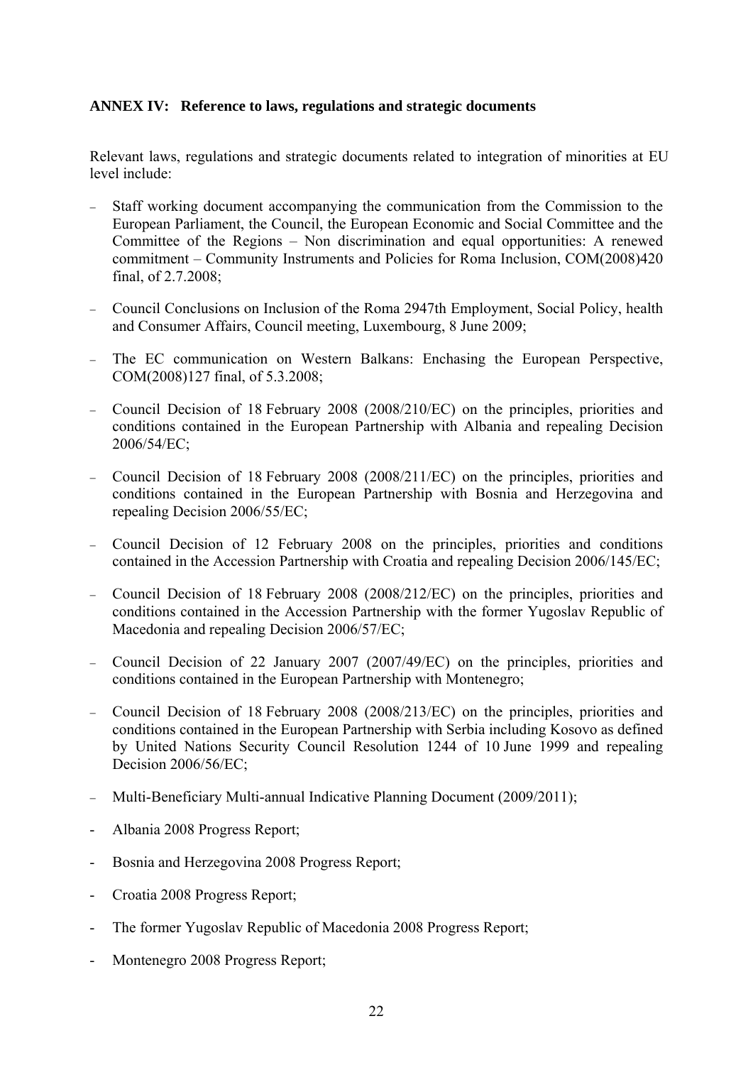**ANNEX IV: Reference to laws, regulations and strategic documents**

Relevant laws, regulations and strategic documents related to integration of minorities at EU level include:

- Staff working document accompanying the communication from the Commission to the European Parliament, the Council, the European Economic and Social Committee and the Committee of the Regions – Non discrimination and equal opportunities: A renewed commitment – Community Instruments and Policies for Roma Inclusion, COM(2008)420 final, of 2.7.2008;
- Council Conclusions on Inclusion of the Roma 2947th Employment, Social Policy, health and Consumer Affairs, Council meeting, Luxembourg, 8 June 2009;
- The EC communication on Western Balkans: Enchasing the European Perspective, COM(2008)127 final, of 5.3.2008;
- Council Decision of 18 February 2008 (2008/210/EC) on the principles, priorities and conditions contained in the European Partnership with Albania and repealing Decision 2006/54/EC;
- Council Decision of 18 February 2008 (2008/211/EC) on the principles, priorities and conditions contained in the European Partnership with Bosnia and Herzegovina and repealing Decision 2006/55/EC;
- Council Decision of 12 February 2008 on the principles, priorities and conditions contained in the Accession Partnership with Croatia and repealing Decision 2006/145/EC;
- Council Decision of 18 February 2008 (2008/212/EC) on the principles, priorities and conditions contained in the Accession Partnership with the former Yugoslav Republic of Macedonia and repealing Decision 2006/57/EC;
- Council Decision of 22 January 2007 (2007/49/EC) on the principles, priorities and conditions contained in the European Partnership with Montenegro;
- Council Decision of 18 February 2008 (2008/213/EC) on the principles, priorities and conditions contained in the European Partnership with Serbia including Kosovo as defined by United Nations Security Council Resolution 1244 of 10 June 1999 and repealing Decision 2006/56/EC;
- Multi-Beneficiary Multi-annual Indicative Planning Document (2009/2011);
- Albania 2008 Progress Report;
- Bosnia and Herzegovina 2008 Progress Report;
- Croatia 2008 Progress Report;
- The former Yugoslav Republic of Macedonia 2008 Progress Report;
- Montenegro 2008 Progress Report;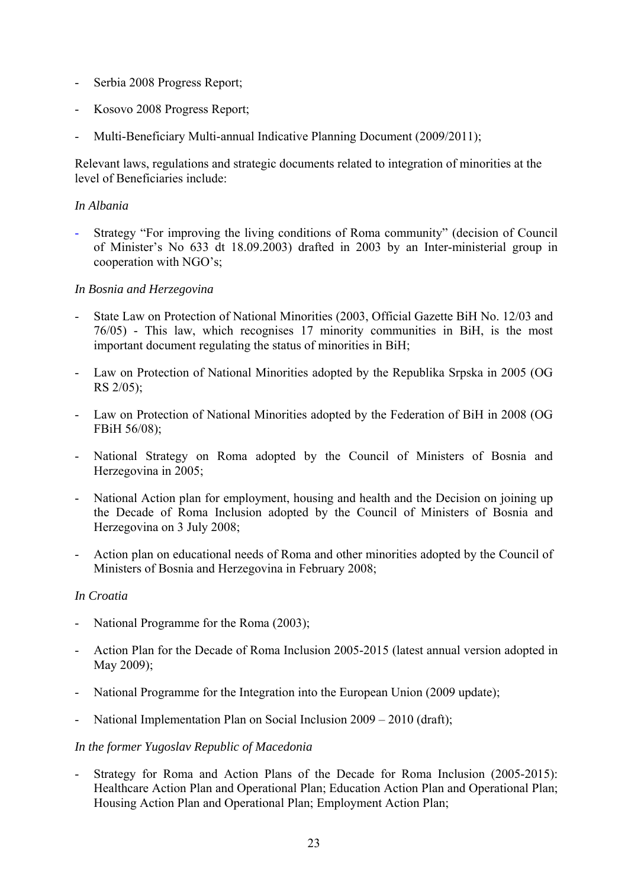- Serbia 2008 Progress Report;
- Kosovo 2008 Progress Report;
- Multi-Beneficiary Multi-annual Indicative Planning Document (2009/2011);

Relevant laws, regulations and strategic documents related to integration of minorities at the level of Beneficiaries include:

*In Albania*

- Strategy "For improving the living conditions of Roma community" (decision of Council of Minister's No 633 dt 18.09.2003) drafted in 2003 by an Inter-ministerial group in cooperation with NGO's;

*In Bosnia and Herzegovina*

- State Law on Protection of National Minorities (2003, Official Gazette BiH No. 12/03 and 76/05) - This law, which recognises 17 minority communities in BiH, is the most important document regulating the status of minorities in BiH;
- Law on Protection of National Minorities adopted by the Republika Srpska in 2005 (OG RS 2/05);
- Law on Protection of National Minorities adopted by the Federation of BiH in 2008 (OG FBiH 56/08);
- National Strategy on Roma adopted by the Council of Ministers of Bosnia and Herzegovina in 2005;
- National Action plan for employment, housing and health and the Decision on joining up the Decade of Roma Inclusion adopted by the Council of Ministers of Bosnia and Herzegovina on 3 July 2008;
- Action plan on educational needs of Roma and other minorities adopted by the Council of Ministers of Bosnia and Herzegovina in February 2008;

*In Croatia*

- National Programme for the Roma (2003);
- Action Plan for the Decade of Roma Inclusion 2005-2015 (latest annual version adopted in May 2009);
- National Programme for the Integration into the European Union (2009 update);
- National Implementation Plan on Social Inclusion 2009 – 2010 (draft);

*In the former Yugoslav Republic of Macedonia*

- Strategy for Roma and Action Plans of the Decade for Roma Inclusion (2005-2015): Healthcare Action Plan and Operational Plan; Education Action Plan and Operational Plan; Housing Action Plan and Operational Plan; Employment Action Plan;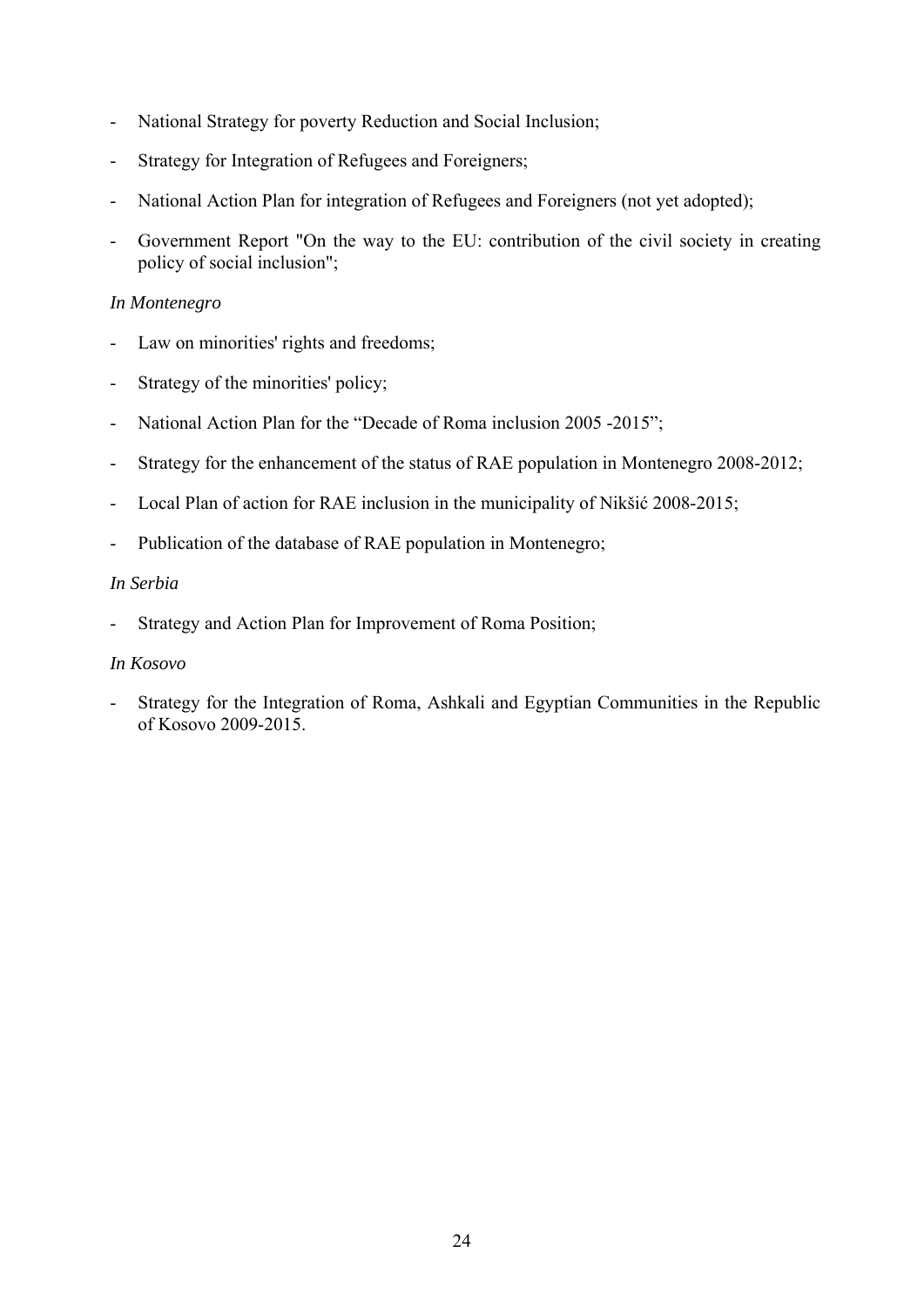- National Strategy for poverty Reduction and Social Inclusion;
- Strategy for Integration of Refugees and Foreigners;
- National Action Plan for integration of Refugees and Foreigners (not yet adopted);
- Government Report "On the way to the EU: contribution of the civil society in creating policy of social inclusion";

*In Montenegro*

- Law on minorities' rights and freedoms;
- Strategy of the minorities' policy;
- National Action Plan for the "Decade of Roma inclusion 2005 -2015";
- Strategy for the enhancement of the status of RAE population in Montenegro 2008-2012;
- Local Plan of action for RAE inclusion in the municipality of Nikšić 2008-2015;
- Publication of the database of RAE population in Montenegro;

*In Serbia*

- Strategy and Action Plan for Improvement of Roma Position;

*In Kosovo*

- Strategy for the Integration of Roma, Ashkali and Egyptian Communities in the Republic of Kosovo 2009-2015.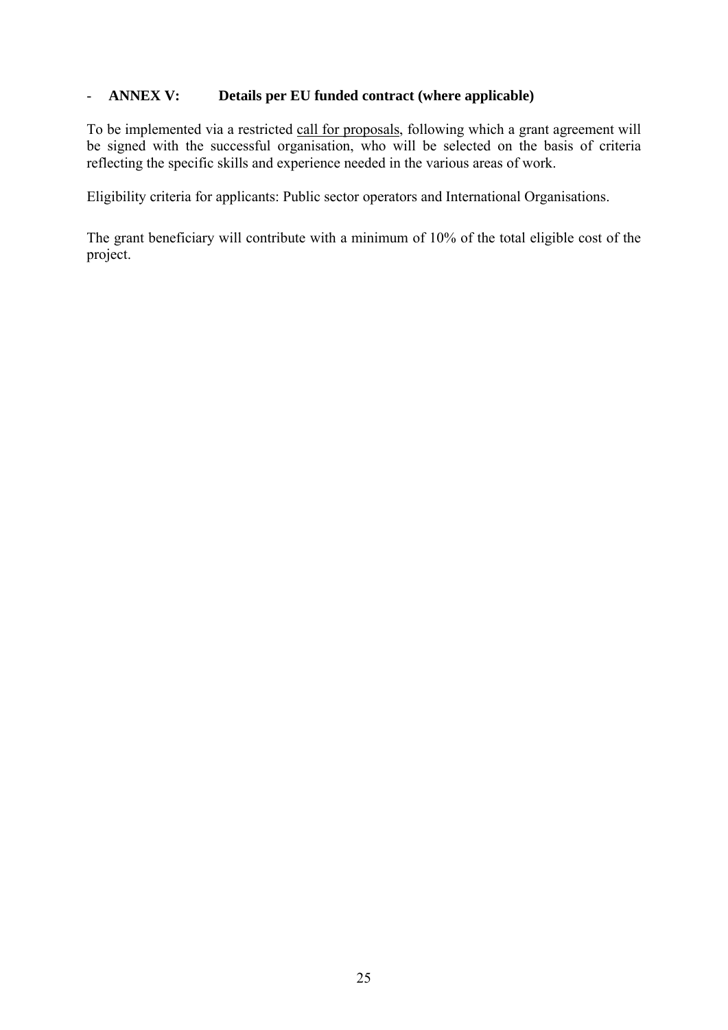- **ANNEX V: Details per EU funded contract (where applicable)**

To be implemented via a restricted call for proposals, following which a grant agreement will be signed with the successful organisation, who will be selected on the basis of criteria reflecting the specific skills and experience needed in the various areas of work.

Eligibility criteria for applicants: Public sector operators and International Organisations.

The grant beneficiary will contribute with a minimum of 10% of the total eligible cost of the project.